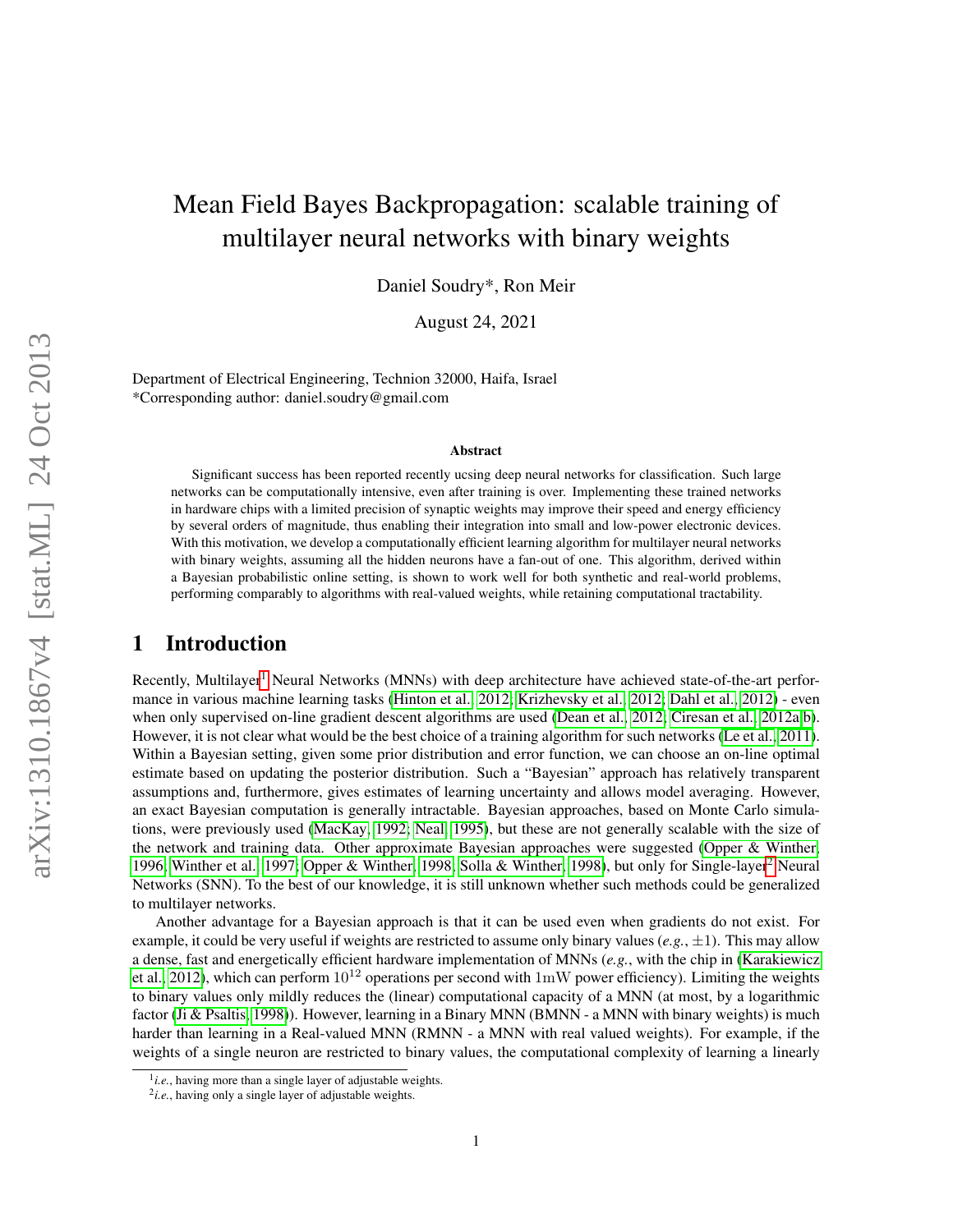# Mean Field Bayes Backpropagation: scalable training of multilayer neural networks with binary weights

Daniel Soudry*, Ron Meir

August 24, 2021

Department of Electrical Engineering, Technion 32000, Haifa, Israel
*Corresponding author: daniel.soudry@gmail.com

### Abstract

Significant success has been reported recently ucsing deep neural networks for classification. Such large networks can be computationally intensive, even after training is over. Implementing these trained networks in hardware chips with a limited precision of synaptic weights may improve their speed and energy efficiency by several orders of magnitude, thus enabling their integration into small and low-power electronic devices. With this motivation, we develop a computationally efficient learning algorithm for multilayer neural networks with binary weights, assuming all the hidden neurons have a fan-out of one. This algorithm, derived within a Bayesian probabilistic online setting, is shown to work well for both synthetic and real-world problems, performing comparably to algorithms with real-valued weights, while retaining computational tractability.

## 1 Introduction

Recently, Multilayer[1] Neural Networks (MNNs) with deep architecture have achieved state-of-the-art performance in various machine learning tasks (Hinton et al., 2012; Krizhevsky et al., 2012; Dahl et al., 2012) - even when only supervised on-line gradient descent algorithms are used (Dean et al., 2012; Ciresan et al., 2012a,b). However, it is not clear what would be the best choice of a training algorithm for such networks (Le et al., 2011). Within a Bayesian setting, given some prior distribution and error function, we can choose an on-line optimal estimate based on updating the posterior distribution. Such a "Bayesian" approach has relatively transparent assumptions and, furthermore, gives estimates of learning uncertainty and allows model averaging. However, an exact Bayesian computation is generally intractable. Bayesian approaches, based on Monte Carlo simulations, were previously used (MacKay, 1992; Neal, 1995), but these are not generally scalable with the size of the network and training data. Other approximate Bayesian approaches were suggested (Opper & Winther, 1996; Winther et al., 1997; Opper & Winther, 1998; Solla & Winther, 1998), but only for Single-layer[2] Neural Networks (SNN). To the best of our knowledge, it is still unknown whether such methods could be generalized to multilayer networks.

Another advantage for a Bayesian approach is that it can be used even when gradients do not exist. For example, it could be very useful if weights are restricted to assume only binary values (*e.g.*, $\pm 1$). This may allow a dense, fast and energetically efficient hardware implementation of MNNs (*e.g.*, with the chip in (Karakiewicz et al., 2012), which can perform $10^{12}$ operations per second with $1\mathrm{mW}$ power efficiency). Limiting the weights to binary values only mildly reduces the (linear) computational capacity of a MNN (at most, by a logarithmic factor (Ji & Psaltis, 1998)). However, learning in a Binary MNN (BMNN - a MNN with binary weights) is much harder than learning in a Real-valued MNN (RMNN - a MNN with real valued weights). For example, if the weights of a single neuron are restricted to binary values, the computational complexity of learning a linearly

[1] *i.e.*, having more than a single layer of adjustable weights.

[2] *i.e.*, having only a single layer of adjustable weights.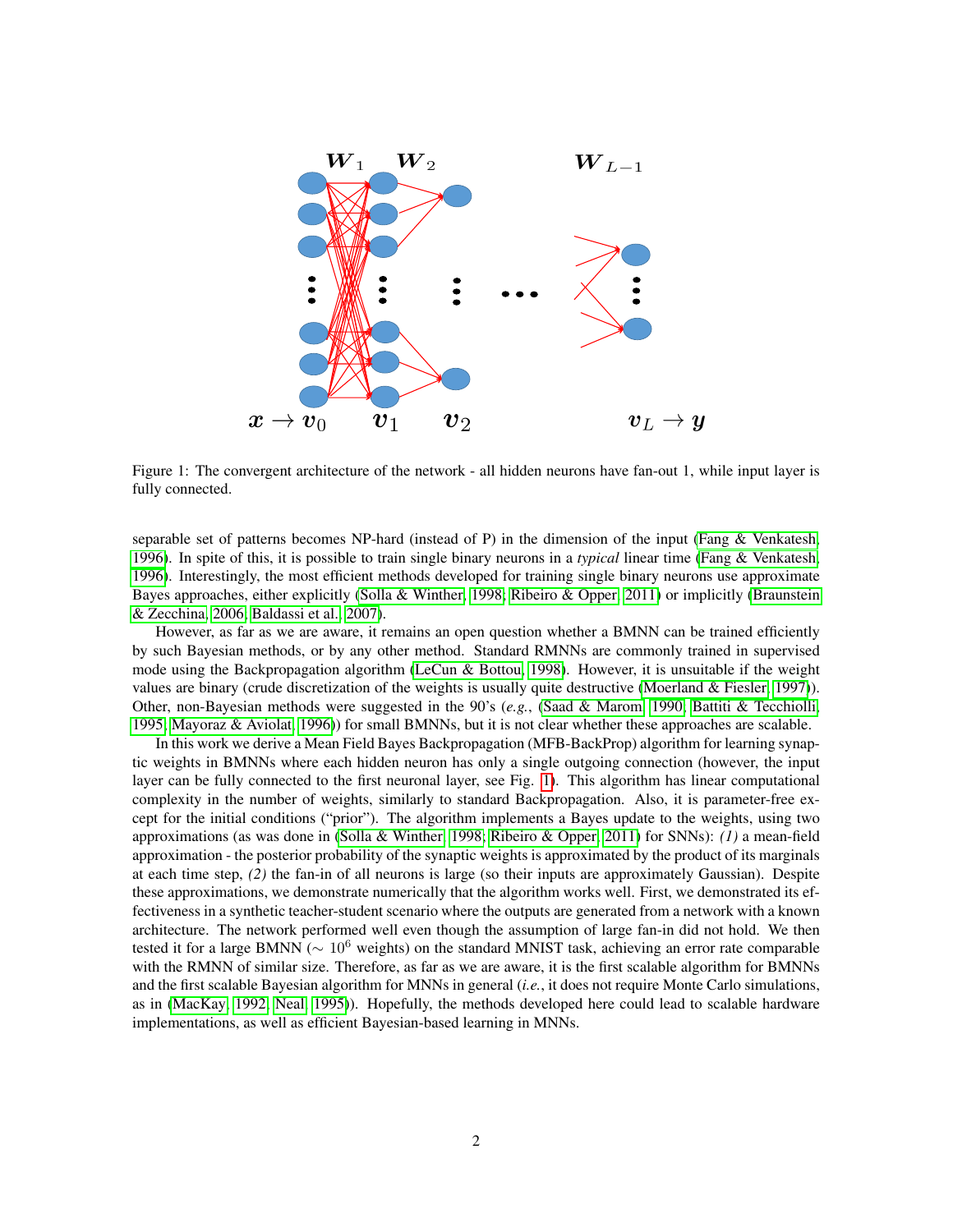Figure 1: The convergent architecture of the network - all hidden neurons have fan-out 1, while input layer is fully connected.

separable set of patterns becomes NP-hard (instead of P) in the dimension of the input (Fang & Venkatesh, 1996). In spite of this, it is possible to train single binary neurons in a *typical* linear time (Fang & Venkatesh, 1996). Interestingly, the most efficient methods developed for training single binary neurons use approximate Bayes approaches, either explicitly (Solla & Winther, 1998; Ribeiro & Opper, 2011) or implicitly (Braunstein & Zecchina, 2006; Baldassi et al., 2007).

However, as far as we are aware, it remains an open question whether a BMNN can be trained efficiently by such Bayesian methods, or by any other method. Standard RMNNs are commonly trained in supervised mode using the Backpropagation algorithm (LeCun & Bottou, 1998). However, it is unsuitable if the weight values are binary (crude discretization of the weights is usually quite destructive (Moerland & Fiesler, 1997)). Other, non-Bayesian methods were suggested in the 90's (*e.g.*, (Saad & Marom, 1990; Battiti & Tecchiolli, 1995; Mayoraz & Aviolat, 1996)) for small BMNNs, but it is not clear whether these approaches are scalable.

In this work we derive a Mean Field Bayes Backpropagation (MFB-BackProp) algorithm for learning synaptic weights in BMNNs where each hidden neuron has only a single outgoing connection (however, the input layer can be fully connected to the first neuronal layer, see Fig. 1). This algorithm has linear computational complexity in the number of weights, similarly to standard Backpropagation. Also, it is parameter-free except for the initial conditions ("prior"). The algorithm implements a Bayes update to the weights, using two approximations (as was done in (Solla & Winther, 1998; Ribeiro & Opper, 2011) for SNNs): *(1)* a mean-field approximation - the posterior probability of the synaptic weights is approximated by the product of its marginals at each time step, *(2)* the fan-in of all neurons is large (so their inputs are approximately Gaussian). Despite these approximations, we demonstrate numerically that the algorithm works well. First, we demonstrated its effectiveness in a synthetic teacher-student scenario where the outputs are generated from a network with a known architecture. The network performed well even though the assumption of large fan-in did not hold. We then tested it for a large BMNN ($\sim 10^6$ weights) on the standard MNIST task, achieving an error rate comparable with the RMNN of similar size. Therefore, as far as we are aware, it is the first scalable algorithm for BMNNs and the first scalable Bayesian algorithm for MNNs in general (*i.e.*, it does not require Monte Carlo simulations, as in (MacKay, 1992; Neal, 1995)). Hopefully, the methods developed here could lead to scalable hardware implementations, as well as efficient Bayesian-based learning in MNNs.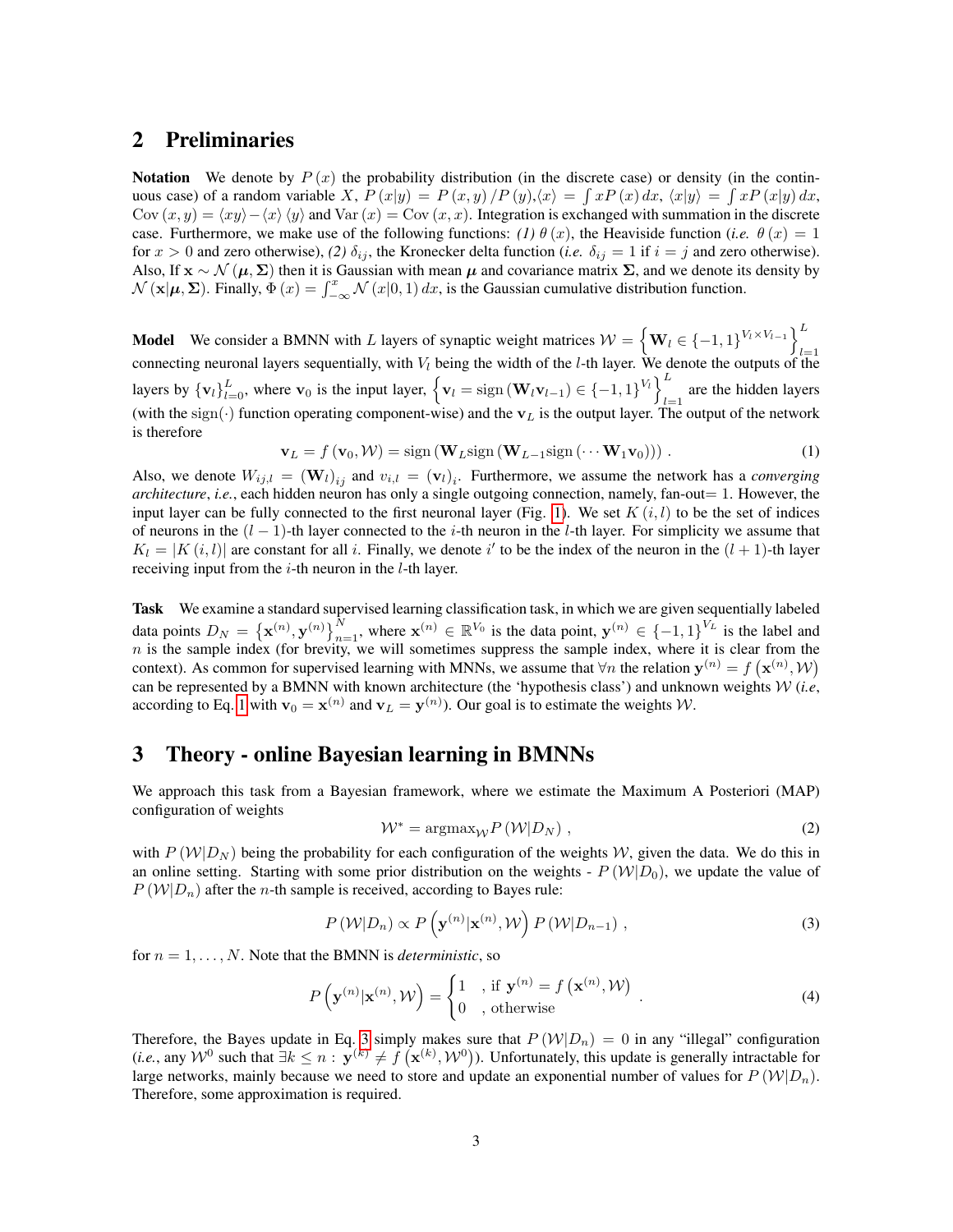## 2 Preliminaries

**Notation** We denote by $P(x)$ the probability distribution (in the discrete case) or density (in the continuous case) of a random variable $X$, $P(x|y) = P(x,y)/P(y)$,$\langle x \rangle = \int x P(x)\,dx$, $\langle x|y \rangle = \int x P(x|y)\,dx$, $\mathrm{Cov}(x,y) = \langle xy \rangle - \langle x \rangle \langle y \rangle$ and $\mathrm{Var}(x) = \mathrm{Cov}(x,x)$. Integration is exchanged with summation in the discrete case. Furthermore, we make use of the following functions: *(1)* $\theta(x)$, the Heaviside function (*i.e.* $\theta(x) = 1$ for $x > 0$ and zero otherwise), *(2)* $\delta_{ij}$, the Kronecker delta function (*i.e.* $\delta_{ij} = 1$ if $i = j$ and zero otherwise). Also, If $\mathbf{x} \sim \mathcal{N}(\boldsymbol{\mu}, \boldsymbol{\Sigma})$ then it is Gaussian with mean $\boldsymbol{\mu}$ and covariance matrix $\boldsymbol{\Sigma}$, and we denote its density by $\mathcal{N}(\mathbf{x}|\boldsymbol{\mu}, \boldsymbol{\Sigma})$. Finally, $\Phi(x) = \int_{-\infty}^{x} \mathcal{N}(x|0,1)\,dx$, is the Gaussian cumulative distribution function.

**Model** We consider a BMNN with $L$ layers of synaptic weight matrices $\mathcal{W} = \left\{\mathbf{W}_l \in \{-1,1\}^{V_l \times V_{l-1}}\right\}_{l=1}^{L}$ connecting neuronal layers sequentially, with $V_l$ being the width of the $l$-th layer. We denote the outputs of the layers by $\{\mathbf{v}_l\}_{l=0}^{L}$, where $\mathbf{v}_0$ is the input layer, $\left\{\mathbf{v}_l = \mathrm{sign}(\mathbf{W}_l \mathbf{v}_{l-1}) \in \{-1,1\}^{V_l}\right\}_{l=1}^{L}$ are the hidden layers (with the $\mathrm{sign}(\cdot)$ function operating component-wise) and the $\mathbf{v}_L$ is the output layer. The output of the network is therefore

$$\mathbf{v}_L = f(\mathbf{v}_0, \mathcal{W}) = \mathrm{sign}(\mathbf{W}_L \mathrm{sign}(\mathbf{W}_{L-1} \mathrm{sign}(\cdots \mathbf{W}_1 \mathbf{v}_0))) \,. \tag{1}$$

Also, we denote $W_{ij,l} = (\mathbf{W}_l)_{ij}$ and $v_{i,l} = (\mathbf{v}_l)_i$. Furthermore, we assume the network has a *converging architecture*, *i.e.*, each hidden neuron has only a single outgoing connection, namely, fan-out$=1$. However, the input layer can be fully connected to the first neuronal layer (Fig. 1). We set $K(i,l)$ to be the set of indices of neurons in the $(l-1)$-th layer connected to the $i$-th neuron in the $l$-th layer. For simplicity we assume that $K_l = |K(i,l)|$ are constant for all $i$. Finally, we denote $i'$ to be the index of the neuron in the $(l+1)$-th layer receiving input from the $i$-th neuron in the $l$-th layer.

**Task** We examine a standard supervised learning classification task, in which we are given sequentially labeled data points $D_N = \left\{\mathbf{x}^{(n)}, \mathbf{y}^{(n)}\right\}_{n=1}^{N}$, where $\mathbf{x}^{(n)} \in \mathbb{R}^{V_0}$ is the data point, $\mathbf{y}^{(n)} \in \{-1,1\}^{V_L}$ is the label and $n$ is the sample index (for brevity, we will sometimes suppress the sample index, where it is clear from the context). As common for supervised learning with MNNs, we assume that $\forall n$ the relation $\mathbf{y}^{(n)} = f\left(\mathbf{x}^{(n)}, \mathcal{W}\right)$ can be represented by a BMNN with known architecture (the 'hypothesis class') and unknown weights $\mathcal{W}$ (*i.e*, according to Eq. 1 with $\mathbf{v}_0 = \mathbf{x}^{(n)}$ and $\mathbf{v}_L = \mathbf{y}^{(n)}$). Our goal is to estimate the weights $\mathcal{W}$.

## 3 Theory - online Bayesian learning in BMNNs

We approach this task from a Bayesian framework, where we estimate the Maximum A Posteriori (MAP) configuration of weights

$$\mathcal{W}^* = \mathrm{argmax}_{\mathcal{W}} P(\mathcal{W}|D_N) \,, \tag{2}$$

with $P(\mathcal{W}|D_N)$ being the probability for each configuration of the weights $\mathcal{W}$, given the data. We do this in an online setting. Starting with some prior distribution on the weights - $P(\mathcal{W}|D_0)$, we update the value of $P(\mathcal{W}|D_n)$ after the $n$-th sample is received, according to Bayes rule:

$$P(\mathcal{W}|D_n) \propto P\left(\mathbf{y}^{(n)}|\mathbf{x}^{(n)}, \mathcal{W}\right) P(\mathcal{W}|D_{n-1}) \,, \tag{3}$$

for $n = 1, \ldots, N$. Note that the BMNN is *deterministic*, so

$$P\left(\mathbf{y}^{(n)}|\mathbf{x}^{(n)}, \mathcal{W}\right) = \begin{cases} 1 & \text{, if } \mathbf{y}^{(n)} = f\left(\mathbf{x}^{(n)}, \mathcal{W}\right) \\ 0 & \text{, otherwise} \end{cases} \,. \tag{4}$$

Therefore, the Bayes update in Eq. 3 simply makes sure that $P(\mathcal{W}|D_n) = 0$ in any "illegal" configuration (*i.e.*, any $\mathcal{W}^0$ such that $\exists k \leq n : \mathbf{y}^{(k)} \neq f\left(\mathbf{x}^{(k)}, \mathcal{W}^0\right)$). Unfortunately, this update is generally intractable for large networks, mainly because we need to store and update an exponential number of values for $P(\mathcal{W}|D_n)$. Therefore, some approximation is required.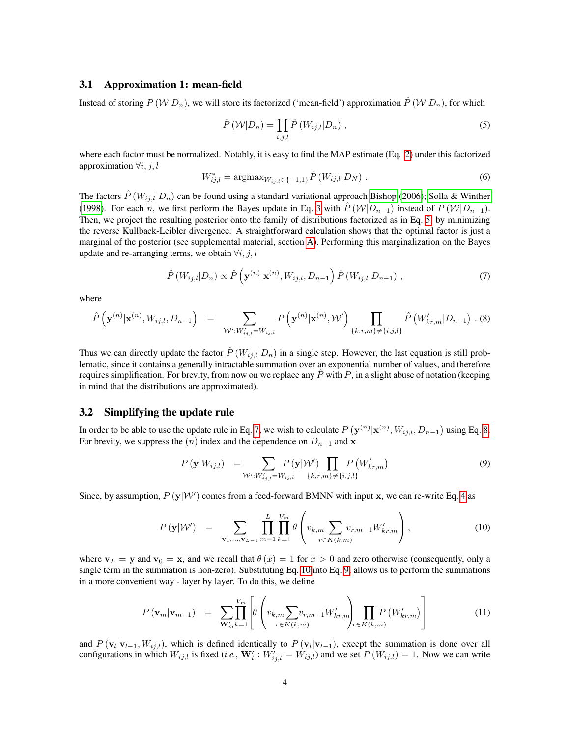### 3.1 Approximation 1: mean-field

Instead of storing $P(\mathcal{W}|D_n)$, we will store its factorized ('mean-field') approximation $\hat{P}(\mathcal{W}|D_n)$, for which

$$\hat{P}(\mathcal{W}|D_n) = \prod_{i,j,l} \hat{P}(W_{ij,l}|D_n) \ , \tag{5}$$

where each factor must be normalized. Notably, it is easy to find the MAP estimate (Eq. 2) under this factorized approximation $\forall i,j,l$

$$W_{ij,l}^{*} = \mathrm{argmax}_{W_{ij,l}\in\{-1,1\}} \hat{P}(W_{ij,l}|D_N) \ . \tag{6}$$

The factors $\hat{P}(W_{ij,l}|D_n)$ can be found using a standard variational approach Bishop (2006); Solla & Winther (1998). For each $n$, we first perform the Bayes update in Eq. 3 with $\hat{P}(\mathcal{W}|D_{n-1})$ instead of $P(\mathcal{W}|D_{n-1})$. Then, we project the resulting posterior onto the family of distributions factorized as in Eq. 5 by minimizing the reverse Kullback-Leibler divergence. A straightforward calculation shows that the optimal factor is just a marginal of the posterior (see supplemental material, section A). Performing this marginalization on the Bayes update and re-arranging terms, we obtain $\forall i,j,l$

$$\hat{P}(W_{ij,l}|D_n) \propto \hat{P}\left(\mathbf{y}^{(n)}|\mathbf{x}^{(n)}, W_{ij,l}, D_{n-1}\right) \hat{P}(W_{ij,l}|D_{n-1}) \ , \tag{7}$$

where

$$\hat{P}\left(\mathbf{y}^{(n)}|\mathbf{x}^{(n)}, W_{ij,l}, D_{n-1}\right) = \sum_{\mathcal{W}':W'_{ij,l}=W_{ij,l}} P\left(\mathbf{y}^{(n)}|\mathbf{x}^{(n)}, \mathcal{W}'\right) \prod_{\{k,r,m\}\neq\{i,j,l\}} \hat{P}\left(W'_{kr,m}|D_{n-1}\right) \ . \tag{8}$$

Thus we can directly update the factor $\hat{P}(W_{ij,l}|D_n)$ in a single step. However, the last equation is still problematic, since it contains a generally intractable summation over an exponential number of values, and therefore requires simplification. For brevity, from now on we replace any $\hat{P}$ with $P$, in a slight abuse of notation (keeping in mind that the distributions are approximated).

### 3.2 Simplifying the update rule

In order to be able to use the update rule in Eq. 7, we wish to calculate $P\left(\mathbf{y}^{(n)}|\mathbf{x}^{(n)}, W_{ij,l}, D_{n-1}\right)$ using Eq. 8. For brevity, we suppress the $(n)$ index and the dependence on $D_{n-1}$ and $\mathbf{x}$

$$P(\mathbf{y}|W_{ij,l}) = \sum_{\mathcal{W}':W'_{ij,l}=W_{ij,l}} P(\mathbf{y}|\mathcal{W}') \prod_{\{k,r,m\}\neq\{i,j,l\}} P\left(W'_{kr,m}\right) \tag{9}$$

Since, by assumption, $P(\mathbf{y}|\mathcal{W}')$ comes from a feed-forward BMNN with input $\mathbf{x}$, we can re-write Eq. 4 as

$$P(\mathbf{y}|\mathcal{W}') = \sum_{\mathbf{v}_1,\ldots,\mathbf{v}_{L-1}} \prod_{m=1}^{L} \prod_{k=1}^{V_m} \theta\left(v_{k,m} \sum_{r\in K(k,m)} v_{r,m-1} W'_{kr,m}\right) , \tag{10}$$

where $\mathbf{v}_L = \mathbf{y}$ and $\mathbf{v}_0 = \mathbf{x}$, and we recall that $\theta(x) = 1$ for $x > 0$ and zero otherwise (consequently, only a single term in the summation is non-zero). Substituting Eq. 10 into Eq. 9 allows us to perform the summations in a more convenient way - layer by layer. To do this, we define

$$P(\mathbf{v}_m|\mathbf{v}_{m-1}) = \sum_{\mathbf{W}'_m} \prod_{k=1}^{V_m} \left[\theta\left(v_{k,m} \sum_{r\in K(k,m)} v_{r,m-1} W'_{kr,m}\right) \prod_{r\in K(k,m)} P\left(W'_{kr,m}\right)\right] \tag{11}$$

and $P(\mathbf{v}_l|\mathbf{v}_{l-1}, W_{ij,l})$, which is defined identically to $P(\mathbf{v}_l|\mathbf{v}_{l-1})$, except the summation is done over all configurations in which $W_{ij,l}$ is fixed (*i.e.*, $\mathbf{W}'_l : W'_{ij,l} = W_{ij,l}$) and we set $P(W_{ij,l}) = 1$. Now we can write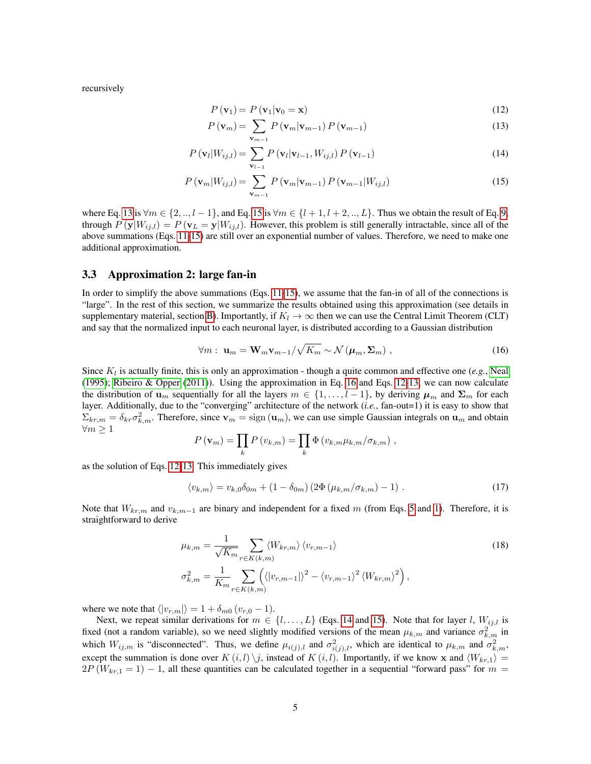recursively

$$P(\mathbf{v}_1) = P(\mathbf{v}_1|\mathbf{v}_0 = \mathbf{x}) \tag{12}$$

$$P(\mathbf{v}_m) = \sum_{\mathbf{v}_{m-1}} P(\mathbf{v}_m|\mathbf{v}_{m-1}) P(\mathbf{v}_{m-1}) \tag{13}$$

$$P(\mathbf{v}_l|W_{ij,l}) = \sum_{\mathbf{v}_{l-1}} P(\mathbf{v}_l|\mathbf{v}_{l-1}, W_{ij,l}) P(\mathbf{v}_{l-1}) \tag{14}$$

$$P(\mathbf{v}_m|W_{ij,l}) = \sum_{\mathbf{v}_{m-1}} P(\mathbf{v}_m|\mathbf{v}_{m-1}) P(\mathbf{v}_{m-1}|W_{ij,l}) \tag{15}$$

where Eq. 13 is $\forall m \in \{2, .., l-1\}$, and Eq. 15 is $\forall m \in \{l+1, l+2, .., L\}$. Thus we obtain the result of Eq. 9, through $P(\mathbf{y}|W_{ij,l}) = P(\mathbf{v}_L = \mathbf{y}|W_{ij,l})$. However, this problem is still generally intractable, since all of the above summations (Eqs. 11-15) are still over an exponential number of values. Therefore, we need to make one additional approximation.

### 3.3 Approximation 2: large fan-in

In order to simplify the above summations (Eqs. 11-15), we assume that the fan-in of all of the connections is "large". In the rest of this section, we summarize the results obtained using this approximation (see details in supplementary material, section B). Importantly, if $K_l \to \infty$ then we can use the Central Limit Theorem (CLT) and say that the normalized input to each neuronal layer, is distributed according to a Gaussian distribution

$$\forall m: \ \mathbf{u}_m = \mathbf{W}_m \mathbf{v}_{m-1}/\sqrt{K_m} \sim \mathcal{N}(\boldsymbol{\mu}_m, \boldsymbol{\Sigma}_m) \ , \tag{16}$$

Since $K_l$ is actually finite, this is only an approximation - though a quite common and effective one (*e.g.*, Neal (1995); Ribeiro & Opper (2011)). Using the approximation in Eq. 16 and Eqs. 12-13, we can now calculate the distribution of $\mathbf{u}_m$ sequentially for all the layers $m \in \{1, \ldots, l-1\}$, by deriving $\boldsymbol{\mu}_m$ and $\boldsymbol{\Sigma}_m$ for each layer. Additionally, due to the "converging" architecture of the network (*i.e.*, fan-out=1) it is easy to show that $\Sigma_{kr,m} = \delta_{kr}\sigma^2_{k,m}$. Therefore, since $\mathbf{v}_m = \text{sign}(\mathbf{u}_m)$, we can use simple Gaussian integrals on $\mathbf{u}_m$ and obtain $\forall m \geq 1$

$$P(\mathbf{v}_m) = \prod_k P(v_{k,m}) = \prod_k \Phi(v_{k,m}\mu_{k,m}/\sigma_{k,m}) \ ,$$

as the solution of Eqs. 12-13. This immediately gives

$$\langle v_{k,m} \rangle = v_{k,0}\delta_{0m} + (1 - \delta_{0m})(2\Phi(\mu_{k,m}/\sigma_{k,m}) - 1) \ . \tag{17}$$

Note that $W_{kr,m}$ and $v_{k,m-1}$ are binary and independent for a fixed $m$ (from Eqs. 5 and 1). Therefore, it is straightforward to derive

$$\begin{aligned} \mu_{k,m} &= \frac{1}{\sqrt{K_m}} \sum_{r \in K(k,m)} \langle W_{kr,m} \rangle \langle v_{r,m-1} \rangle \\ \sigma^2_{k,m} &= \frac{1}{K_m} \sum_{r \in K(k,m)} \left( \langle |v_{r,m-1}| \rangle^2 - \langle v_{r,m-1} \rangle^2 \langle W_{kr,m} \rangle^2 \right), \end{aligned} \tag{18}$$

where we note that $\langle |v_{r,m}| \rangle = 1 + \delta_{m0}(v_{r,0} - 1)$.

Next, we repeat similar derivations for $m \in \{l, \ldots, L\}$ (Eqs. 14 and 15). Note that for layer $l$, $W_{ij,l}$ is fixed (not a random variable), so we need slightly modified versions of the mean $\mu_{k,m}$ and variance $\sigma^2_{k,m}$ in which $W_{ij,m}$ is "disconnected". Thus, we define $\mu_{i(j),l}$ and $\sigma^2_{i(j),l}$, which are identical to $\mu_{k,m}$ and $\sigma^2_{k,m}$, except the summation is done over $K(i,l) \setminus j$, instead of $K(i,l)$. Importantly, if we know $\mathbf{x}$ and $\langle W_{kr,1} \rangle = 2P(W_{kr,1} = 1) - 1$, all these quantities can be calculated together in a sequential "forward pass" for $m =$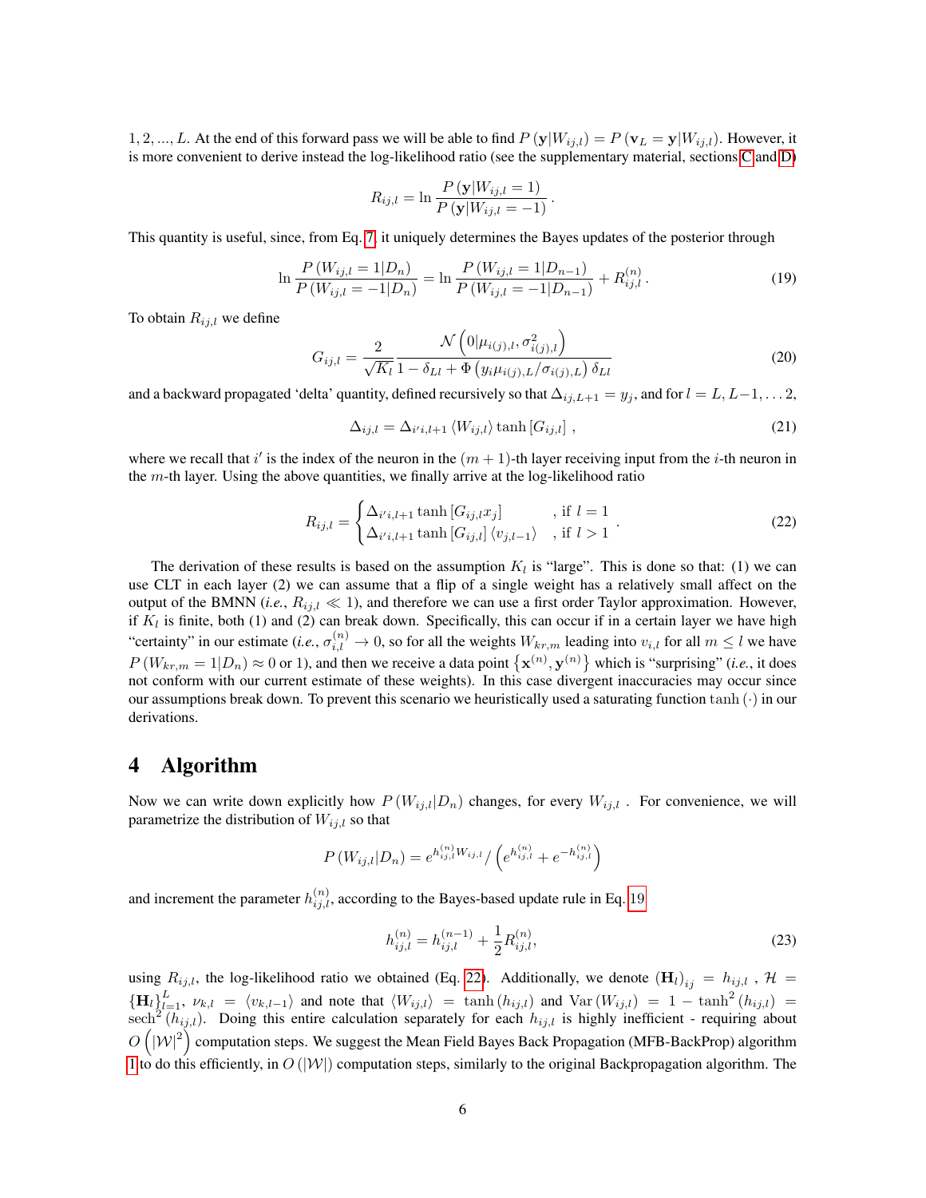$1, 2, ..., L$. At the end of this forward pass we will be able to find $P(\mathbf{y}|W_{ij,l}) = P(\mathbf{v}_L = \mathbf{y}|W_{ij,l})$. However, it is more convenient to derive instead the log-likelihood ratio (see the supplementary material, sections C and D)

$$R_{ij,l} = \ln \frac{P(\mathbf{y}|W_{ij,l} = 1)}{P(\mathbf{y}|W_{ij,l} = -1)}.$$

This quantity is useful, since, from Eq. 7, it uniquely determines the Bayes updates of the posterior through

$$\ln \frac{P(W_{ij,l} = 1|D_n)}{P(W_{ij,l} = -1|D_n)} = \ln \frac{P(W_{ij,l} = 1|D_{n-1})}{P(W_{ij,l} = -1|D_{n-1})} + R_{ij,l}^{(n)}. \tag{19}$$

To obtain $R_{ij,l}$ we define

$$G_{ij,l} = \frac{2}{\sqrt{K_l}} \frac{\mathcal{N}\left(0|\mu_{i(j),l}, \sigma_{i(j),l}^2\right)}{1 - \delta_{Ll} + \Phi\left(y_i \mu_{i(j),L}/\sigma_{i(j),L}\right)\delta_{Ll}} \tag{20}$$

and a backward propagated 'delta' quantity, defined recursively so that $\Delta_{ij,L+1} = y_j$, and for $l = L, L-1, \ldots 2$,

$$\Delta_{ij,l} = \Delta_{i'i,l+1} \langle W_{ij,l} \rangle \tanh\left[G_{ij,l}\right], \tag{21}$$

where we recall that $i'$ is the index of the neuron in the $(m+1)$-th layer receiving input from the $i$-th neuron in the $m$-th layer. Using the above quantities, we finally arrive at the log-likelihood ratio

$$R_{ij,l} = \begin{cases} \Delta_{i'i,l+1} \tanh\left[G_{ij,l} x_j\right] & \text{, if } l = 1 \\ \Delta_{i'i,l+1} \tanh\left[G_{ij,l}\right] \langle v_{j,l-1} \rangle & \text{, if } l > 1 \end{cases}. \tag{22}$$

The derivation of these results is based on the assumption $K_l$ is "large". This is done so that: (1) we can use CLT in each layer (2) we can assume that a flip of a single weight has a relatively small affect on the output of the BMNN (*i.e.*, $R_{ij,l} \ll 1$), and therefore we can use a first order Taylor approximation. However, if $K_l$ is finite, both (1) and (2) can break down. Specifically, this can occur if in a certain layer we have high "certainty" in our estimate (*i.e.*, $\sigma_{i,l}^{(n)} \to 0$, so for all the weights $W_{kr,m}$ leading into $v_{i,l}$ for all $m \leq l$ we have $P(W_{kr,m} = 1|D_n) \approx 0$ or 1), and then we receive a data point $\left\{\mathbf{x}^{(n)}, \mathbf{y}^{(n)}\right\}$ which is "surprising" (*i.e.*, it does not conform with our current estimate of these weights). In this case divergent inaccuracies may occur since our assumptions break down. To prevent this scenario we heuristically used a saturating function $\tanh(\cdot)$ in our derivations.

# 4 Algorithm

Now we can write down explicitly how $P(W_{ij,l}|D_n)$ changes, for every $W_{ij,l}$. For convenience, we will parametrize the distribution of $W_{ij,l}$ so that

$$P(W_{ij,l}|D_n) = e^{h_{ij,l}^{(n)} W_{ij,l}} / \left(e^{h_{ij,l}^{(n)}} + e^{-h_{ij,l}^{(n)}}\right)$$

and increment the parameter $h_{ij,l}^{(n)}$, according to the Bayes-based update rule in Eq. 19

$$h_{ij,l}^{(n)} = h_{ij,l}^{(n-1)} + \frac{1}{2} R_{ij,l}^{(n)}, \tag{23}$$

using $R_{ij,l}$, the log-likelihood ratio we obtained (Eq. 22). Additionally, we denote $(\mathbf{H}_l)_{ij} = h_{ij,l}$, $\mathcal{H} = \{\mathbf{H}_l\}_{l=1}^L$, $\nu_{k,l} = \langle v_{k,l-1} \rangle$ and note that $\langle W_{ij,l} \rangle = \tanh(h_{ij,l})$ and $\mathrm{Var}(W_{ij,l}) = 1 - \tanh^2(h_{ij,l}) = \mathrm{sech}^2(h_{ij,l})$. Doing this entire calculation separately for each $h_{ij,l}$ is highly inefficient - requiring about $O\left(|\mathcal{W}|^2\right)$ computation steps. We suggest the Mean Field Bayes Back Propagation (MFB-BackProp) algorithm 1 to do this efficiently, in $O(|\mathcal{W}|)$ computation steps, similarly to the original Backpropagation algorithm. The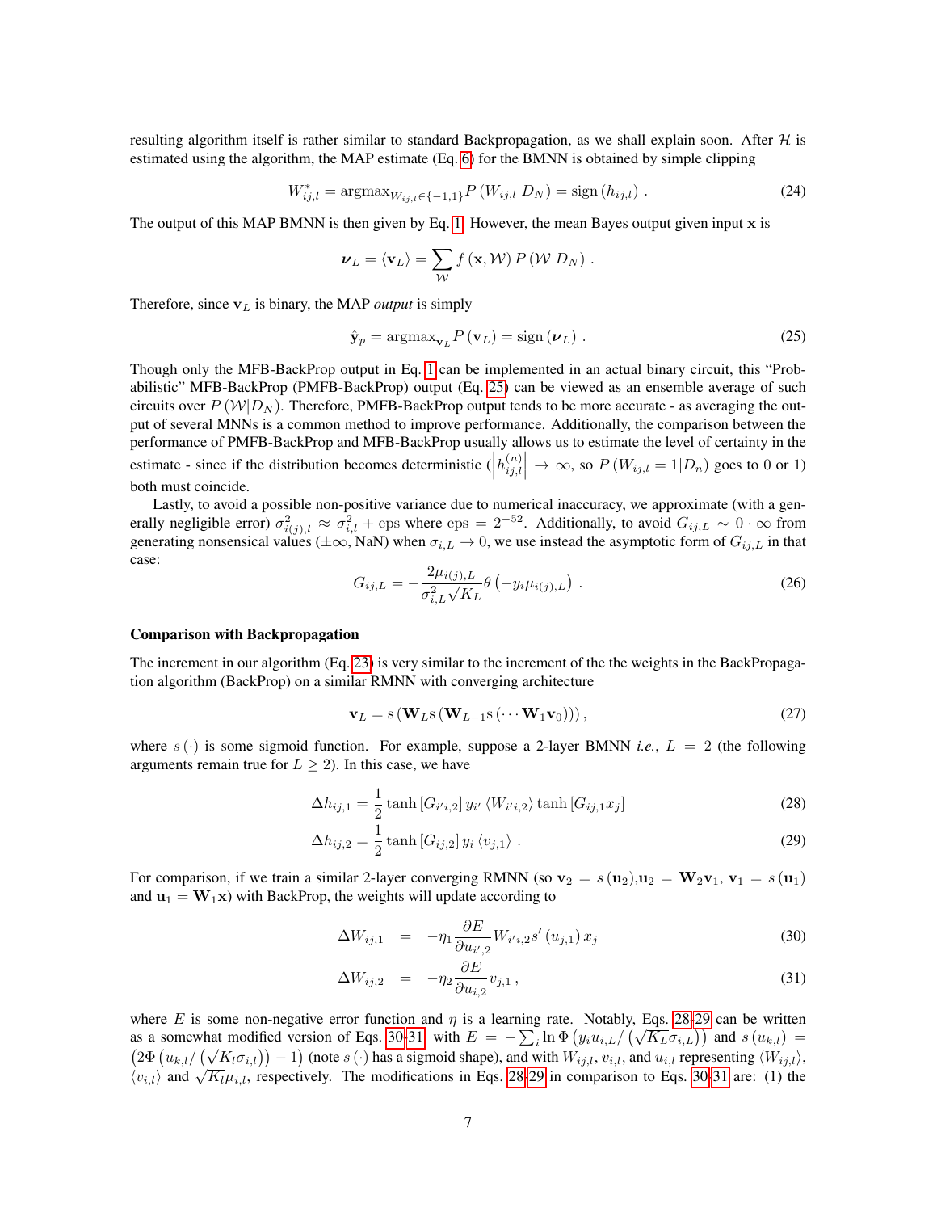resulting algorithm itself is rather similar to standard Backpropagation, as we shall explain soon. After $\mathcal{H}$ is estimated using the algorithm, the MAP estimate (Eq. 6) for the BMNN is obtained by simple clipping

$$W^*_{ij,l} = \text{argmax}_{W_{ij,l}\in\{-1,1\}} P\left(W_{ij,l}|D_N\right) = \text{sign}\left(h_{ij,l}\right) . \tag{24}$$

The output of this MAP BMNN is then given by Eq. 1. However, the mean Bayes output given input $\mathbf{x}$ is

$$\boldsymbol{\nu}_L = \langle \mathbf{v}_L \rangle = \sum_{\mathcal{W}} f\left(\mathbf{x}, \mathcal{W}\right) P\left(\mathcal{W}|D_N\right) .$$

Therefore, since $\mathbf{v}_L$ is binary, the MAP *output* is simply

$$\hat{\mathbf{y}}_p = \text{argmax}_{\mathbf{v}_L} P\left(\mathbf{v}_L\right) = \text{sign}\left(\boldsymbol{\nu}_L\right) . \tag{25}$$

Though only the MFB-BackProp output in Eq. 1 can be implemented in an actual binary circuit, this "Probabilistic" MFB-BackProp (PMFB-BackProp) output (Eq. 25) can be viewed as an ensemble average of such circuits over $P\left(\mathcal{W}|D_N\right)$. Therefore, PMFB-BackProp output tends to be more accurate - as averaging the output of several MNNs is a common method to improve performance. Additionally, the comparison between the performance of PMFB-BackProp and MFB-BackProp usually allows us to estimate the level of certainty in the estimate - since if the distribution becomes deterministic ($\left|h^{(n)}_{ij,l}\right| \to \infty$, so $P\left(W_{ij,l} = 1|D_n\right)$ goes to 0 or 1) both must coincide.

Lastly, to avoid a possible non-positive variance due to numerical inaccuracy, we approximate (with a generally negligible error) $\sigma^2_{i(j),l} \approx \sigma^2_{i,l} + \text{eps}$ where $\text{eps} = 2^{-52}$. Additionally, to avoid $G_{ij,L} \sim 0 \cdot \infty$ from generating nonsensical values ($\pm\infty$, NaN) when $\sigma_{i,L} \to 0$, we use instead the asymptotic form of $G_{ij,L}$ in that case:

$$G_{ij,L} = -\frac{2\mu_{i(j),L}}{\sigma^2_{i,L}\sqrt{K_L}} \theta\left(-y_i\mu_{i(j),L}\right) . \tag{26}$$

### Comparison with Backpropagation

The increment in our algorithm (Eq. 23) is very similar to the increment of the the weights in the BackPropagation algorithm (BackProp) on a similar RMNN with converging architecture

$$\mathbf{v}_L = \text{s}\left(\mathbf{W}_L \text{s}\left(\mathbf{W}_{L-1}\text{s}\left(\cdots \mathbf{W}_1\mathbf{v}_0\right)\right)\right), \tag{27}$$

where $s\left(\cdot\right)$ is some sigmoid function. For example, suppose a 2-layer BMNN *i.e.*, $L = 2$ (the following arguments remain true for $L \geq 2$). In this case, we have

$$\Delta h_{ij,1} = \frac{1}{2}\tanh\left[G_{i'i,2}\right] y_{i'} \left\langle W_{i'i,2}\right\rangle \tanh\left[G_{ij,1}x_j\right] \tag{28}$$

$$\Delta h_{ij,2} = \frac{1}{2}\tanh\left[G_{ij,2}\right] y_i \left\langle v_{j,1}\right\rangle . \tag{29}$$

For comparison, if we train a similar 2-layer converging RMNN (so $\mathbf{v}_2 = s\left(\mathbf{u}_2\right)$,$\mathbf{u}_2 = \mathbf{W}_2\mathbf{v}_1$, $\mathbf{v}_1 = s\left(\mathbf{u}_1\right)$ and $\mathbf{u}_1 = \mathbf{W}_1\mathbf{x}$) with BackProp, the weights will update according to

$$\Delta W_{ij,1} = -\eta_1 \frac{\partial E}{\partial u_{i',2}} W_{i'i,2} s'\left(u_{j,1}\right) x_j \tag{30}$$

$$\Delta W_{ij,2} = -\eta_2 \frac{\partial E}{\partial u_{i,2}} v_{j,1} , \tag{31}$$

where $E$ is some non-negative error function and $\eta$ is a learning rate. Notably, Eqs. 28-29 can be written as a somewhat modified version of Eqs. 30-31, with $E = -\sum_i \ln \Phi\left(y_i u_{i,L}/\left(\sqrt{K_L}\sigma_{i,L}\right)\right)$ and $s\left(u_{k,l}\right) = \left(2\Phi\left(u_{k,l}/\left(\sqrt{K_l}\sigma_{i,l}\right)\right) - 1\right)$ (note $s\left(\cdot\right)$ has a sigmoid shape), and with $W_{ij,l}$, $v_{i,l}$, and $u_{i,l}$ representing $\langle W_{ij,l}\rangle$, $\langle v_{i,l}\rangle$ and $\sqrt{K_l}\mu_{i,l}$, respectively. The modifications in Eqs. 28-29 in comparison to Eqs. 30-31 are: (1) the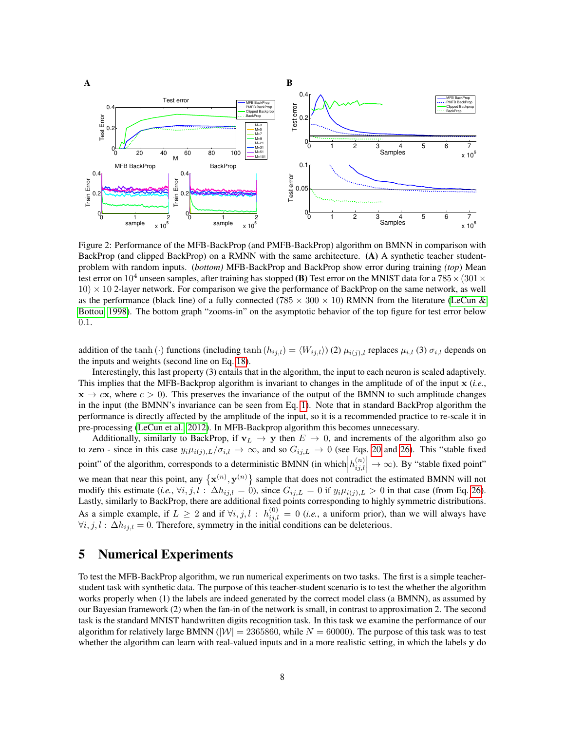Figure 2: Performance of the MFB-BackProp (and PMFB-BackProp) algorithm on BMNN in comparison with BackProp (and clipped BackProp) on a RMNN with the same architecture. **(A)** A synthetic teacher student-problem with random inputs. *(bottom)* MFB-BackProp and BackProp show error during training *(top)* Mean test error on $10^4$ unseen samples, after training has stopped **(B)** Test error on the MNIST data for a $785 \times (301 \times 10) \times 10$ 2-layer network. For comparison we give the performance of BackProp on the same network, as well as the performance (black line) of a fully connected ($785 \times 300 \times 10$) RMNN from the literature (LeCun & Bottou, 1998). The bottom graph "zooms-in" on the asymptotic behavior of the top figure for test error below 0.1.

addition of the $\tanh(\cdot)$ functions (including $\tanh(h_{ij,l}) = \langle W_{ij,l} \rangle$) (2) $\mu_{i(j),l}$ replaces $\mu_{i,l}$ (3) $\sigma_{i,l}$ depends on the inputs and weights (second line on Eq. 18).

Interestingly, this last property (3) entails that in the algorithm, the input to each neuron is scaled adaptively. This implies that the MFB-Backprop algorithm is invariant to changes in the amplitude of of the input $\mathbf{x}$ (*i.e.*, $\mathbf{x} \to c\mathbf{x}$, where $c > 0$). This preserves the invariance of the output of the BMNN to such amplitude changes in the input (the BMNN's invariance can be seen from Eq. 1). Note that in standard BackProp algorithm the performance is directly affected by the amplitude of the input, so it is a recommended practice to re-scale it in pre-processing (LeCun et al., 2012). In MFB-Backprop algorithm this becomes unnecessary.

Additionally, similarly to BackProp, if $\mathbf{v}_L \to \mathbf{y}$ then $E \to 0$, and increments of the algorithm also go to zero - since in this case $y_i \mu_{i(j),L} / \sigma_{i,l} \to \infty$, and so $G_{ij,L} \to 0$ (see Eqs. 20 and 26). This "stable fixed point" of the algorithm, corresponds to a deterministic BMNN (in which $\left| h_{ij,l}^{(n)} \right| \to \infty$). By "stable fixed point" we mean that near this point, any $\left\{ \mathbf{x}^{(n)}, \mathbf{y}^{(n)} \right\}$ sample that does not contradict the estimated BMNN will not modify this estimate (*i.e.*, $\forall i, j, l : \Delta h_{ij,l} = 0$), since $G_{ij,L} = 0$ if $y_i \mu_{i(j),L} > 0$ in that case (from Eq. 26). Lastly, similarly to BackProp, there are additional fixed points corresponding to highly symmetric distributions. As a simple example, if $L \geq 2$ and if $\forall i, j, l : h_{ij,l}^{(0)} = 0$ (*i.e.*, a uniform prior), than we will always have $\forall i, j, l : \Delta h_{ij,l} = 0$. Therefore, symmetry in the initial conditions can be deleterious.

## 5 Numerical Experiments

To test the MFB-BackProp algorithm, we run numerical experiments on two tasks. The first is a simple teacher-student task with synthetic data. The purpose of this teacher-student scenario is to test the whether the algorithm works properly when (1) the labels are indeed generated by the correct model class (a BMNN), as assumed by our Bayesian framework (2) when the fan-in of the network is small, in contrast to approximation 2. The second task is the standard MNIST handwritten digits recognition task. In this task we examine the performance of our algorithm for relatively large BMNN ($|\mathcal{W}| = 2365860$, while $N = 60000$). The purpose of this task was to test whether the algorithm can learn with real-valued inputs and in a more realistic setting, in which the labels $\mathbf{y}$ do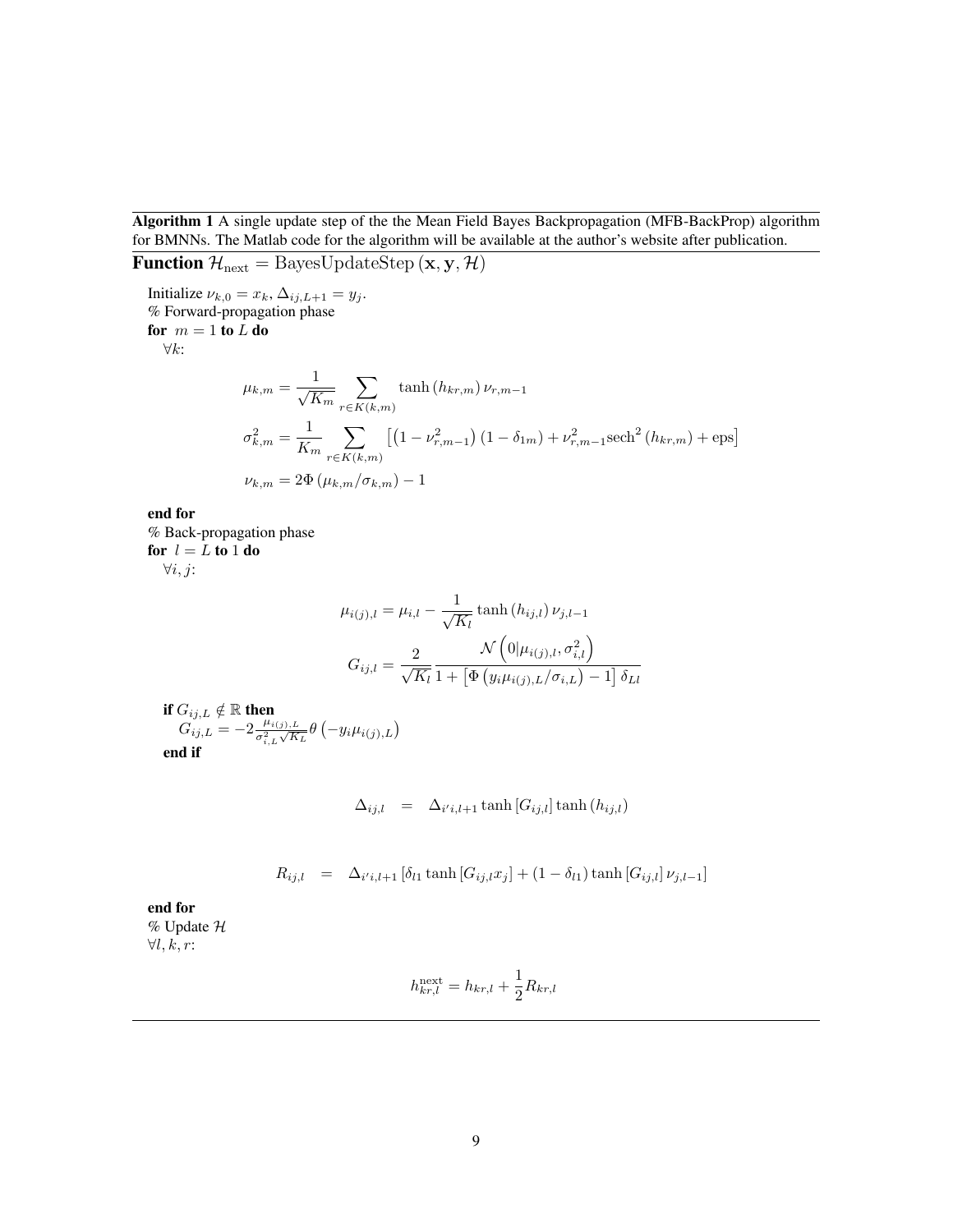**Algorithm 1** A single update step of the the Mean Field Bayes Backpropagation (MFB-BackProp) algorithm for BMNNs. The Matlab code for the algorithm will be available at the author's website after publication.

**Function** $\mathcal{H}_{\text{next}} = \text{BayesUpdateStep}\left(\mathbf{x}, \mathbf{y}, \mathcal{H}\right)$

Initialize $\nu_{k,0} = x_k$, $\Delta_{ij,L+1} = y_j$.

% Forward-propagation phase

**for** $m = 1$ **to** $L$ **do**

$\forall k$:

$$\mu_{k,m} = \frac{1}{\sqrt{K_m}} \sum_{r \in K(k,m)} \tanh\left(h_{kr,m}\right) \nu_{r,m-1}$$

$$\sigma^2_{k,m} = \frac{1}{K_m} \sum_{r \in K(k,m)} \left[\left(1 - \nu^2_{r,m-1}\right)\left(1 - \delta_{1m}\right) + \nu^2_{r,m-1} \text{sech}^2\left(h_{kr,m}\right) + \text{eps}\right]$$

$$\nu_{k,m} = 2\Phi\left(\mu_{k,m}/\sigma_{k,m}\right) - 1$$

**end for**

% Back-propagation phase

**for** $l = L$ **to** $1$ **do**

$\forall i, j$:

$$\mu_{i(j),l} = \mu_{i,l} - \frac{1}{\sqrt{K_l}} \tanh\left(h_{ij,l}\right) \nu_{j,l-1}$$

$$G_{ij,l} = \frac{2}{\sqrt{K_l}} \frac{\mathcal{N}\left(0 | \mu_{i(j),l}, \sigma^2_{i,l}\right)}{1 + \left[\Phi\left(y_i \mu_{i(j),L}/\sigma_{i,L}\right) - 1\right] \delta_{Ll}}$$

**if** $G_{ij,L} \notin \mathbb{R}$ **then**

$G_{ij,L} = -2\frac{\mu_{i(j),L}}{\sigma^2_{i,L}\sqrt{K_L}} \theta\left(-y_i \mu_{i(j),L}\right)$

**end if**

$$\Delta_{ij,l} = \Delta_{i'i,l+1} \tanh\left[G_{ij,l}\right] \tanh\left(h_{ij,l}\right)$$

$$R_{ij,l} = \Delta_{i'i,l+1} \left[\delta_{l1} \tanh\left[G_{ij,l} x_j\right] + \left(1 - \delta_{l1}\right) \tanh\left[G_{ij,l}\right] \nu_{j,l-1}\right]$$

**end for**

% Update $\mathcal{H}$

$\forall l, k, r$:

$$h^{\text{next}}_{kr,l} = h_{kr,l} + \frac{1}{2} R_{kr,l}$$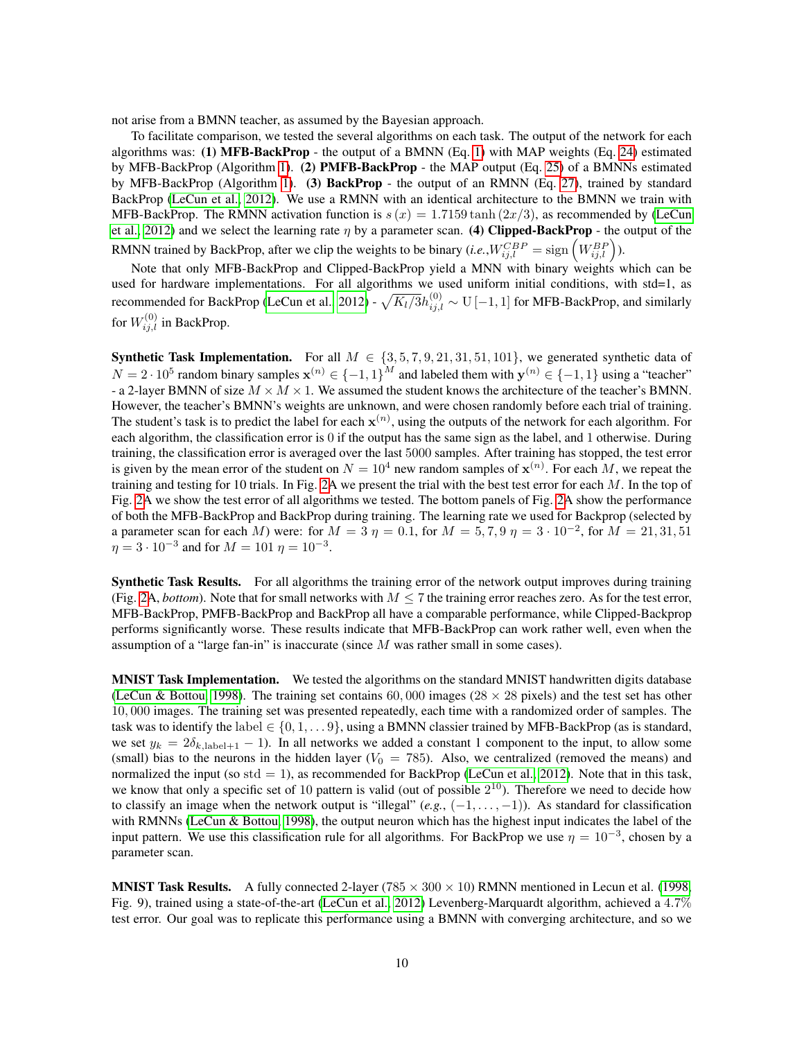not arise from a BMNN teacher, as assumed by the Bayesian approach.

To facilitate comparison, we tested the several algorithms on each task. The output of the network for each algorithms was: **(1) MFB-BackProp** - the output of a BMNN (Eq. 1) with MAP weights (Eq. 24) estimated by MFB-BackProp (Algorithm 1). **(2) PMFB-BackProp** - the MAP output (Eq. 25) of a BMNNs estimated by MFB-BackProp (Algorithm 1). **(3) BackProp** - the output of an RMNN (Eq. 27), trained by standard BackProp (LeCun et al., 2012). We use a RMNN with an identical architecture to the BMNN we train with MFB-BackProp. The RMNN activation function is $s(x) = 1.7159 \tanh(2x/3)$, as recommended by (LeCun et al., 2012) and we select the learning rate $\eta$ by a parameter scan. **(4) Clipped-BackProp** - the output of the RMNN trained by BackProp, after we clip the weights to be binary (*i.e.*,$W^{CBP}_{ij,l} = \mathrm{sign}\left(W^{BP}_{ij,l}\right)$).

Note that only MFB-BackProp and Clipped-BackProp yield a MNN with binary weights which can be used for hardware implementations. For all algorithms we used uniform initial conditions, with std=1, as recommended for BackProp (LeCun et al., 2012) - $\sqrt{K_l/3}h^{(0)}_{ij,l} \sim \mathrm{U}[-1,1]$ for MFB-BackProp, and similarly for $W^{(0)}_{ij,l}$ in BackProp.

**Synthetic Task Implementation.** For all $M \in \{3, 5, 7, 9, 21, 31, 51, 101\}$, we generated synthetic data of $N = 2 \cdot 10^5$ random binary samples $\mathbf{x}^{(n)} \in \{-1, 1\}^M$ and labeled them with $\mathbf{y}^{(n)} \in \{-1, 1\}$ using a "teacher" - a 2-layer BMNN of size $M \times M \times 1$. We assumed the student knows the architecture of the teacher's BMNN. However, the teacher's BMNN's weights are unknown, and were chosen randomly before each trial of training. The student's task is to predict the label for each $\mathbf{x}^{(n)}$, using the outputs of the network for each algorithm. For each algorithm, the classification error is 0 if the output has the same sign as the label, and 1 otherwise. During training, the classification error is averaged over the last 5000 samples. After training has stopped, the test error is given by the mean error of the student on $N = 10^4$ new random samples of $\mathbf{x}^{(n)}$. For each $M$, we repeat the training and testing for 10 trials. In Fig. 2A we present the trial with the best test error for each $M$. In the top of Fig. 2A we show the test error of all algorithms we tested. The bottom panels of Fig. 2A show the performance of both the MFB-BackProp and BackProp during training. The learning rate we used for Backprop (selected by a parameter scan for each $M$) were: for $M = 3$ $\eta = 0.1$, for $M = 5, 7, 9$ $\eta = 3 \cdot 10^{-2}$, for $M = 21, 31, 51$ $\eta = 3 \cdot 10^{-3}$ and for $M = 101$ $\eta = 10^{-3}$.

**Synthetic Task Results.** For all algorithms the training error of the network output improves during training (Fig. 2A, *bottom*). Note that for small networks with $M \leq 7$ the training error reaches zero. As for the test error, MFB-BackProp, PMFB-BackProp and BackProp all have a comparable performance, while Clipped-Backprop performs significantly worse. These results indicate that MFB-BackProp can work rather well, even when the assumption of a "large fan-in" is inaccurate (since $M$ was rather small in some cases).

**MNIST Task Implementation.** We tested the algorithms on the standard MNIST handwritten digits database (LeCun & Bottou, 1998). The training set contains $60,000$ images ($28 \times 28$ pixels) and the test set has other $10,000$ images. The training set was presented repeatedly, each time with a randomized order of samples. The task was to identify the $\mathrm{label} \in \{0, 1, \ldots 9\}$, using a BMNN classier trained by MFB-BackProp (as is standard, we set $y_k = 2\delta_{k,\mathrm{label}+1} - 1$). In all networks we added a constant 1 component to the input, to allow some (small) bias to the neurons in the hidden layer ($V_0 = 785$). Also, we centralized (removed the means) and normalized the input (so $\mathrm{std} = 1$), as recommended for BackProp (LeCun et al., 2012). Note that in this task, we know that only a specific set of 10 pattern is valid (out of possible $2^{10}$). Therefore we need to decide how to classify an image when the network output is "illegal" (*e.g.*, $(-1, \ldots, -1)$). As standard for classification with RMNNs (LeCun & Bottou, 1998), the output neuron which has the highest input indicates the label of the input pattern. We use this classification rule for all algorithms. For BackProp we use $\eta = 10^{-3}$, chosen by a parameter scan.

**MNIST Task Results.** A fully connected 2-layer ($785 \times 300 \times 10$) RMNN mentioned in Lecun et al. (1998, Fig. 9), trained using a state-of-the-art (LeCun et al., 2012) Levenberg-Marquardt algorithm, achieved a $4.7\%$ test error. Our goal was to replicate this performance using a BMNN with converging architecture, and so we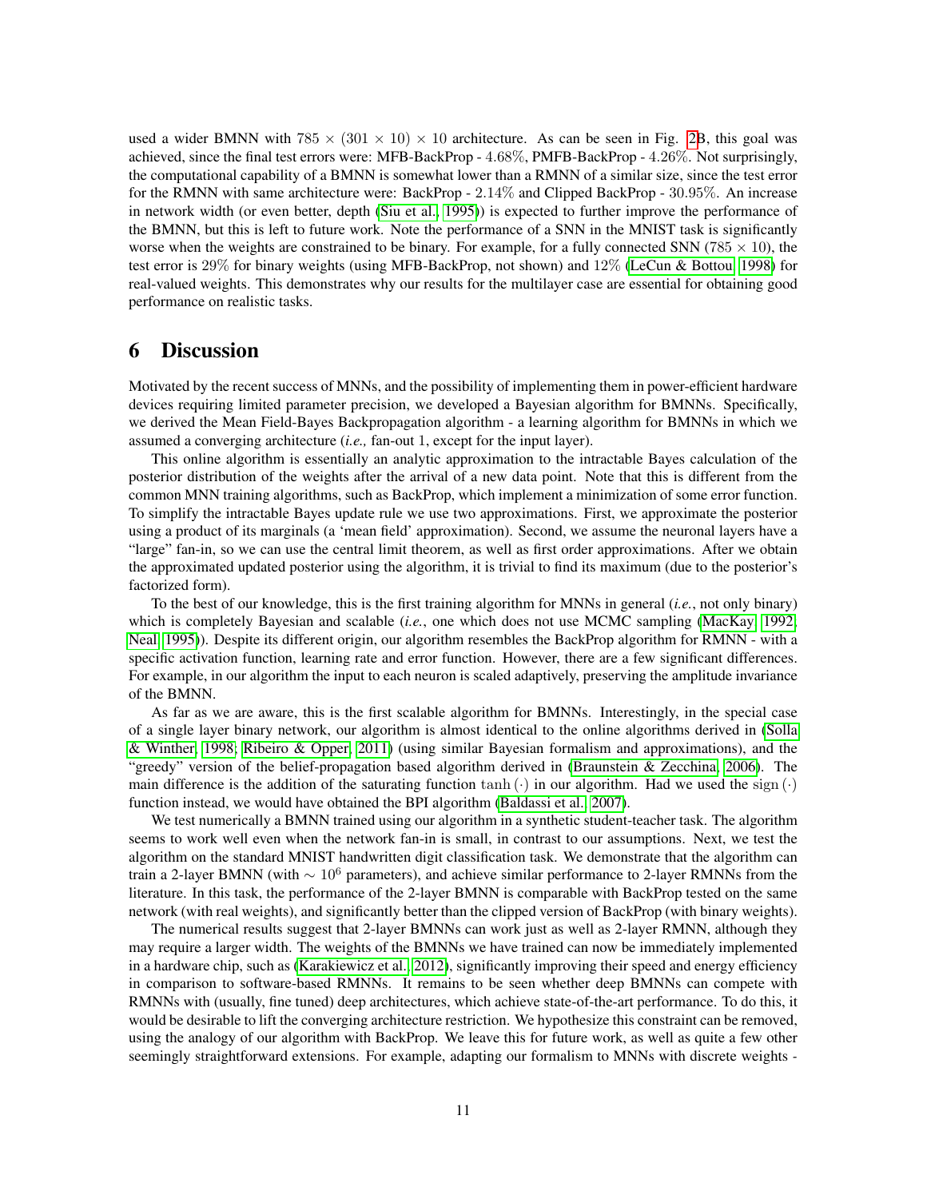used a wider BMNN with $785 \times (301 \times 10) \times 10$ architecture. As can be seen in Fig. 2B, this goal was achieved, since the final test errors were: MFB-BackProp - $4.68\%$, PMFB-BackProp - $4.26\%$. Not surprisingly, the computational capability of a BMNN is somewhat lower than a RMNN of a similar size, since the test error for the RMNN with same architecture were: BackProp - $2.14\%$ and Clipped BackProp - $30.95\%$. An increase in network width (or even better, depth (Siu et al., 1995)) is expected to further improve the performance of the BMNN, but this is left to future work. Note the performance of a SNN in the MNIST task is significantly worse when the weights are constrained to be binary. For example, for a fully connected SNN ($785 \times 10$), the test error is $29\%$ for binary weights (using MFB-BackProp, not shown) and $12\%$ (LeCun & Bottou, 1998) for real-valued weights. This demonstrates why our results for the multilayer case are essential for obtaining good performance on realistic tasks.

# 6 Discussion

Motivated by the recent success of MNNs, and the possibility of implementing them in power-efficient hardware devices requiring limited parameter precision, we developed a Bayesian algorithm for BMNNs. Specifically, we derived the Mean Field-Bayes Backpropagation algorithm - a learning algorithm for BMNNs in which we assumed a converging architecture (*i.e.,* fan-out 1, except for the input layer).

This online algorithm is essentially an analytic approximation to the intractable Bayes calculation of the posterior distribution of the weights after the arrival of a new data point. Note that this is different from the common MNN training algorithms, such as BackProp, which implement a minimization of some error function. To simplify the intractable Bayes update rule we use two approximations. First, we approximate the posterior using a product of its marginals (a 'mean field' approximation). Second, we assume the neuronal layers have a "large" fan-in, so we can use the central limit theorem, as well as first order approximations. After we obtain the approximated updated posterior using the algorithm, it is trivial to find its maximum (due to the posterior's factorized form).

To the best of our knowledge, this is the first training algorithm for MNNs in general (*i.e.*, not only binary) which is completely Bayesian and scalable (*i.e.*, one which does not use MCMC sampling (MacKay, 1992; Neal, 1995)). Despite its different origin, our algorithm resembles the BackProp algorithm for RMNN - with a specific activation function, learning rate and error function. However, there are a few significant differences. For example, in our algorithm the input to each neuron is scaled adaptively, preserving the amplitude invariance of the BMNN.

As far as we are aware, this is the first scalable algorithm for BMNNs. Interestingly, in the special case of a single layer binary network, our algorithm is almost identical to the online algorithms derived in (Solla & Winther, 1998; Ribeiro & Opper, 2011) (using similar Bayesian formalism and approximations), and the "greedy" version of the belief-propagation based algorithm derived in (Braunstein & Zecchina, 2006). The main difference is the addition of the saturating function $\tanh(\cdot)$ in our algorithm. Had we used the $\mathrm{sign}(\cdot)$ function instead, we would have obtained the BPI algorithm (Baldassi et al., 2007).

We test numerically a BMNN trained using our algorithm in a synthetic student-teacher task. The algorithm seems to work well even when the network fan-in is small, in contrast to our assumptions. Next, we test the algorithm on the standard MNIST handwritten digit classification task. We demonstrate that the algorithm can train a 2-layer BMNN (with $\sim 10^6$ parameters), and achieve similar performance to 2-layer RMNNs from the literature. In this task, the performance of the 2-layer BMNN is comparable with BackProp tested on the same network (with real weights), and significantly better than the clipped version of BackProp (with binary weights).

The numerical results suggest that 2-layer BMNNs can work just as well as 2-layer RMNN, although they may require a larger width. The weights of the BMNNs we have trained can now be immediately implemented in a hardware chip, such as (Karakiewicz et al., 2012), significantly improving their speed and energy efficiency in comparison to software-based RMNNs. It remains to be seen whether deep BMNNs can compete with RMNNs with (usually, fine tuned) deep architectures, which achieve state-of-the-art performance. To do this, it would be desirable to lift the converging architecture restriction. We hypothesize this constraint can be removed, using the analogy of our algorithm with BackProp. We leave this for future work, as well as quite a few other seemingly straightforward extensions. For example, adapting our formalism to MNNs with discrete weights -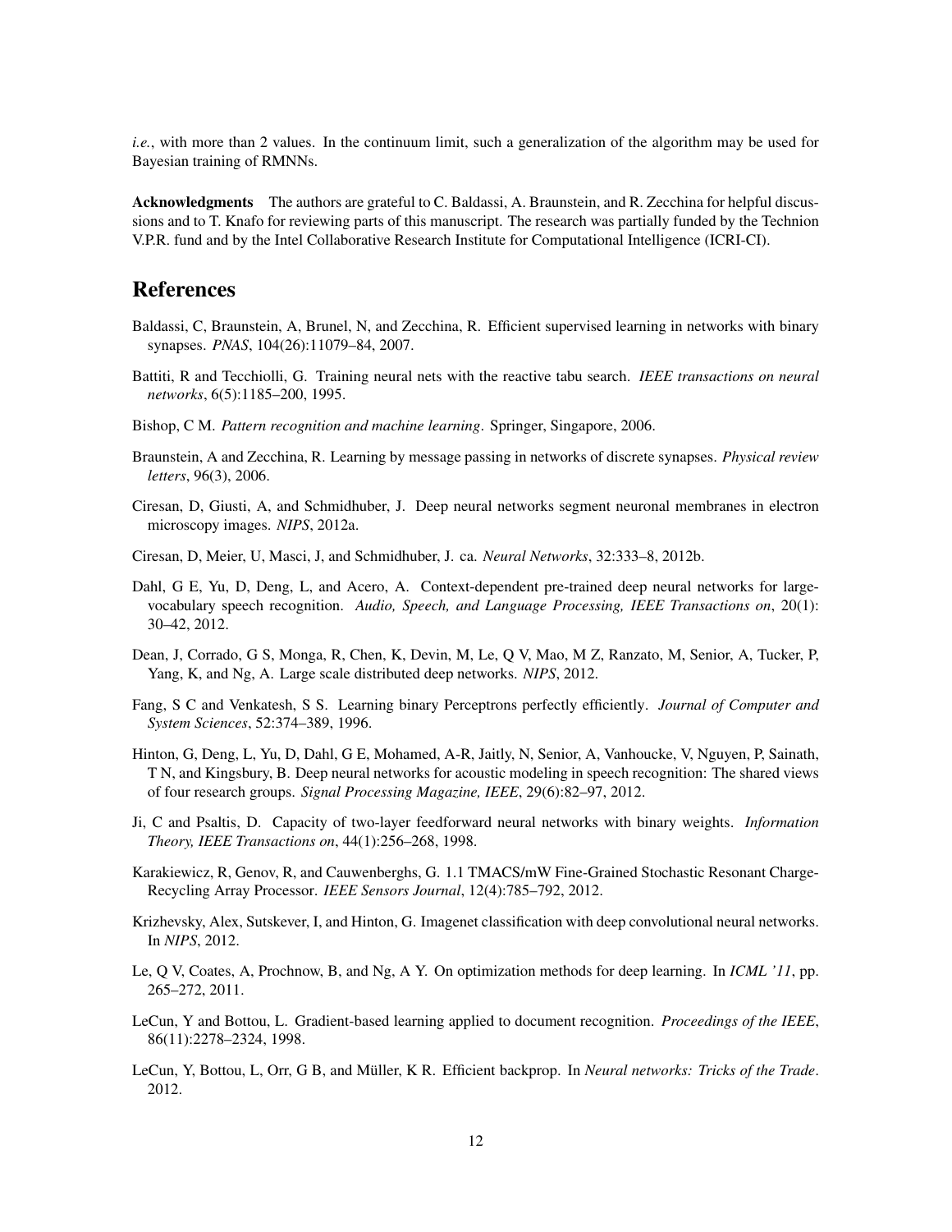*i.e.*, with more than 2 values. In the continuum limit, such a generalization of the algorithm may be used for Bayesian training of RMNNs.

**Acknowledgments** The authors are grateful to C. Baldassi, A. Braunstein, and R. Zecchina for helpful discussions and to T. Knafo for reviewing parts of this manuscript. The research was partially funded by the Technion V.P.R. fund and by the Intel Collaborative Research Institute for Computational Intelligence (ICRI-CI).

# References

Baldassi, C, Braunstein, A, Brunel, N, and Zecchina, R. Efficient supervised learning in networks with binary synapses. *PNAS*, 104(26):11079–84, 2007.

Battiti, R and Tecchiolli, G. Training neural nets with the reactive tabu search. *IEEE transactions on neural networks*, 6(5):1185–200, 1995.

Bishop, C M. *Pattern recognition and machine learning*. Springer, Singapore, 2006.

Braunstein, A and Zecchina, R. Learning by message passing in networks of discrete synapses. *Physical review letters*, 96(3), 2006.

Ciresan, D, Giusti, A, and Schmidhuber, J. Deep neural networks segment neuronal membranes in electron microscopy images. *NIPS*, 2012a.

Ciresan, D, Meier, U, Masci, J, and Schmidhuber, J. ca. *Neural Networks*, 32:333–8, 2012b.

Dahl, G E, Yu, D, Deng, L, and Acero, A. Context-dependent pre-trained deep neural networks for large-vocabulary speech recognition. *Audio, Speech, and Language Processing, IEEE Transactions on*, 20(1): 30–42, 2012.

Dean, J, Corrado, G S, Monga, R, Chen, K, Devin, M, Le, Q V, Mao, M Z, Ranzato, M, Senior, A, Tucker, P, Yang, K, and Ng, A. Large scale distributed deep networks. *NIPS*, 2012.

Fang, S C and Venkatesh, S S. Learning binary Perceptrons perfectly efficiently. *Journal of Computer and System Sciences*, 52:374–389, 1996.

Hinton, G, Deng, L, Yu, D, Dahl, G E, Mohamed, A-R, Jaitly, N, Senior, A, Vanhoucke, V, Nguyen, P, Sainath, T N, and Kingsbury, B. Deep neural networks for acoustic modeling in speech recognition: The shared views of four research groups. *Signal Processing Magazine, IEEE*, 29(6):82–97, 2012.

Ji, C and Psaltis, D. Capacity of two-layer feedforward neural networks with binary weights. *Information Theory, IEEE Transactions on*, 44(1):256–268, 1998.

Karakiewicz, R, Genov, R, and Cauwenberghs, G. 1.1 TMACS/mW Fine-Grained Stochastic Resonant Charge-Recycling Array Processor. *IEEE Sensors Journal*, 12(4):785–792, 2012.

Krizhevsky, Alex, Sutskever, I, and Hinton, G. Imagenet classification with deep convolutional neural networks. In *NIPS*, 2012.

Le, Q V, Coates, A, Prochnow, B, and Ng, A Y. On optimization methods for deep learning. In *ICML '11*, pp. 265–272, 2011.

LeCun, Y and Bottou, L. Gradient-based learning applied to document recognition. *Proceedings of the IEEE*, 86(11):2278–2324, 1998.

LeCun, Y, Bottou, L, Orr, G B, and Müller, K R. Efficient backprop. In *Neural networks: Tricks of the Trade*. 2012.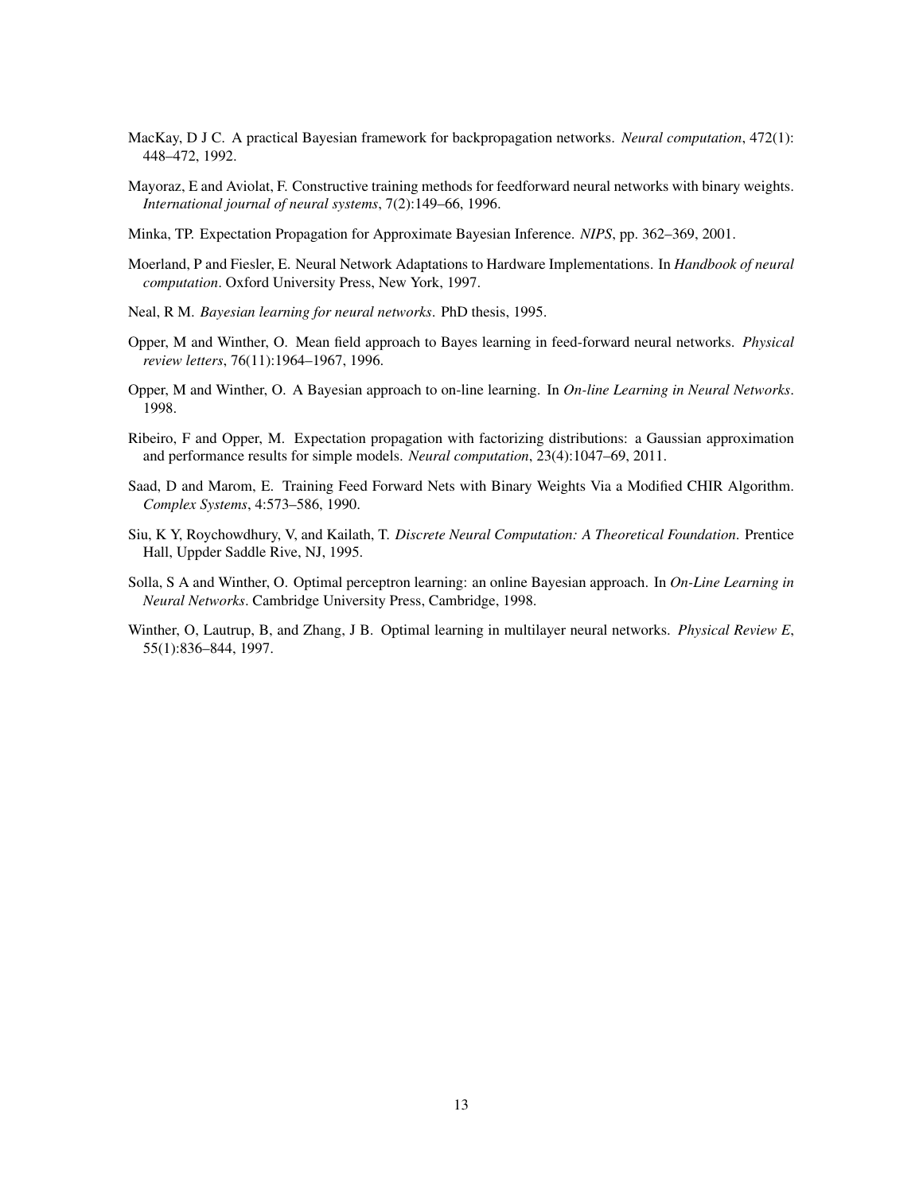MacKay, D J C. A practical Bayesian framework for backpropagation networks. *Neural computation*, 472(1): 448–472, 1992.

Mayoraz, E and Aviolat, F. Constructive training methods for feedforward neural networks with binary weights. *International journal of neural systems*, 7(2):149–66, 1996.

Minka, TP. Expectation Propagation for Approximate Bayesian Inference. *NIPS*, pp. 362–369, 2001.

Moerland, P and Fiesler, E. Neural Network Adaptations to Hardware Implementations. In *Handbook of neural computation*. Oxford University Press, New York, 1997.

Neal, R M. *Bayesian learning for neural networks*. PhD thesis, 1995.

Opper, M and Winther, O. Mean field approach to Bayes learning in feed-forward neural networks. *Physical review letters*, 76(11):1964–1967, 1996.

Opper, M and Winther, O. A Bayesian approach to on-line learning. In *On-line Learning in Neural Networks*. 1998.

Ribeiro, F and Opper, M. Expectation propagation with factorizing distributions: a Gaussian approximation and performance results for simple models. *Neural computation*, 23(4):1047–69, 2011.

Saad, D and Marom, E. Training Feed Forward Nets with Binary Weights Via a Modified CHIR Algorithm. *Complex Systems*, 4:573–586, 1990.

Siu, K Y, Roychowdhury, V, and Kailath, T. *Discrete Neural Computation: A Theoretical Foundation*. Prentice Hall, Uppder Saddle Rive, NJ, 1995.

Solla, S A and Winther, O. Optimal perceptron learning: an online Bayesian approach. In *On-Line Learning in Neural Networks*. Cambridge University Press, Cambridge, 1998.

Winther, O, Lautrup, B, and Zhang, J B. Optimal learning in multilayer neural networks. *Physical Review E*, 55(1):836–844, 1997.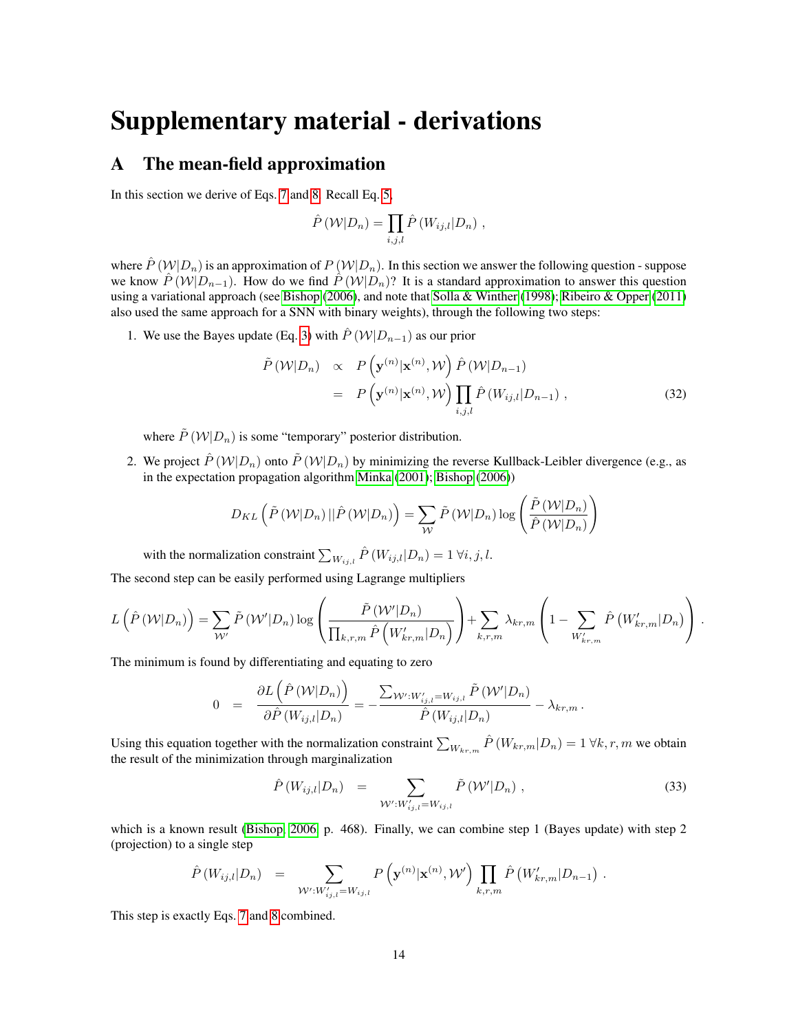# Supplementary material - derivations

## A The mean-field approximation

In this section we derive of Eqs. 7 and 8. Recall Eq. 5,

$$\hat{P}\left(\mathcal{W}|D_n\right) = \prod_{i,j,l} \hat{P}\left(W_{ij,l}|D_n\right) \,,$$

where $\hat{P}\left(\mathcal{W}|D_n\right)$ is an approximation of $P\left(\mathcal{W}|D_n\right)$. In this section we answer the following question - suppose we know $\hat{P}\left(\mathcal{W}|D_{n-1}\right)$. How do we find $\hat{P}\left(\mathcal{W}|D_n\right)$? It is a standard approximation to answer this question using a variational approach (see Bishop (2006), and note that Solla & Winther (1998); Ribeiro & Opper (2011) also used the same approach for a SNN with binary weights), through the following two steps:

1. We use the Bayes update (Eq. 3) with $\hat{P}\left(\mathcal{W}|D_{n-1}\right)$ as our prior

$$\begin{aligned}
\tilde{P}\left(\mathcal{W}|D_n\right) &\propto P\left(\mathbf{y}^{(n)}|\mathbf{x}^{(n)},\mathcal{W}\right)\hat{P}\left(\mathcal{W}|D_{n-1}\right) \\
&= P\left(\mathbf{y}^{(n)}|\mathbf{x}^{(n)},\mathcal{W}\right)\prod_{i,j,l}\hat{P}\left(W_{ij,l}|D_{n-1}\right) \,,
\end{aligned} \tag{32}$$

   where $\tilde{P}\left(\mathcal{W}|D_n\right)$ is some "temporary" posterior distribution.

2. We project $\hat{P}\left(\mathcal{W}|D_n\right)$ onto $\tilde{P}\left(\mathcal{W}|D_n\right)$ by minimizing the reverse Kullback-Leibler divergence (e.g., as in the expectation propagation algorithm Minka (2001); Bishop (2006))

$$D_{KL}\left(\tilde{P}\left(\mathcal{W}|D_n\right)||\hat{P}\left(\mathcal{W}|D_n\right)\right) = \sum_{\mathcal{W}}\tilde{P}\left(\mathcal{W}|D_n\right)\log\left(\frac{\tilde{P}\left(\mathcal{W}|D_n\right)}{\hat{P}\left(\mathcal{W}|D_n\right)}\right)$$

   with the normalization constraint $\sum_{W_{ij,l}}\hat{P}\left(W_{ij,l}|D_n\right) = 1 \; \forall i,j,l$.

The second step can be easily performed using Lagrange multipliers

$$L\left(\hat{P}\left(\mathcal{W}|D_n\right)\right) = \sum_{\mathcal{W}'}\tilde{P}\left(\mathcal{W}'|D_n\right)\log\left(\frac{\tilde{P}\left(\mathcal{W}'|D_n\right)}{\prod_{k,r,m}\hat{P}\left(W'_{kr,m}|D_n\right)}\right) + \sum_{k,r,m}\lambda_{kr,m}\left(1 - \sum_{W'_{kr,m}}\hat{P}\left(W'_{kr,m}|D_n\right)\right) .$$

The minimum is found by differentiating and equating to zero

$$0 = \frac{\partial L\left(\hat{P}\left(\mathcal{W}|D_n\right)\right)}{\partial\hat{P}\left(W_{ij,l}|D_n\right)} = -\frac{\sum_{\mathcal{W}':W'_{ij,l}=W_{ij,l}}\tilde{P}\left(\mathcal{W}'|D_n\right)}{\hat{P}\left(W_{ij,l}|D_n\right)} - \lambda_{kr,m} \,.$$

Using this equation together with the normalization constraint $\sum_{W_{kr,m}}\hat{P}\left(W_{kr,m}|D_n\right) = 1 \; \forall k,r,m$ we obtain the result of the minimization through marginalization

$$\hat{P}\left(W_{ij,l}|D_n\right) = \sum_{\mathcal{W}':W'_{ij,l}=W_{ij,l}}\tilde{P}\left(\mathcal{W}'|D_n\right) \,, \tag{33}$$

which is a known result (Bishop, 2006, p. 468). Finally, we can combine step 1 (Bayes update) with step 2 (projection) to a single step

$$\hat{P}\left(W_{ij,l}|D_n\right) = \sum_{\mathcal{W}':W'_{ij,l}=W_{ij,l}} P\left(\mathbf{y}^{(n)}|\mathbf{x}^{(n)},\mathcal{W}'\right)\prod_{k,r,m}\hat{P}\left(W'_{kr,m}|D_{n-1}\right) \,.$$

This step is exactly Eqs. 7 and 8 combined.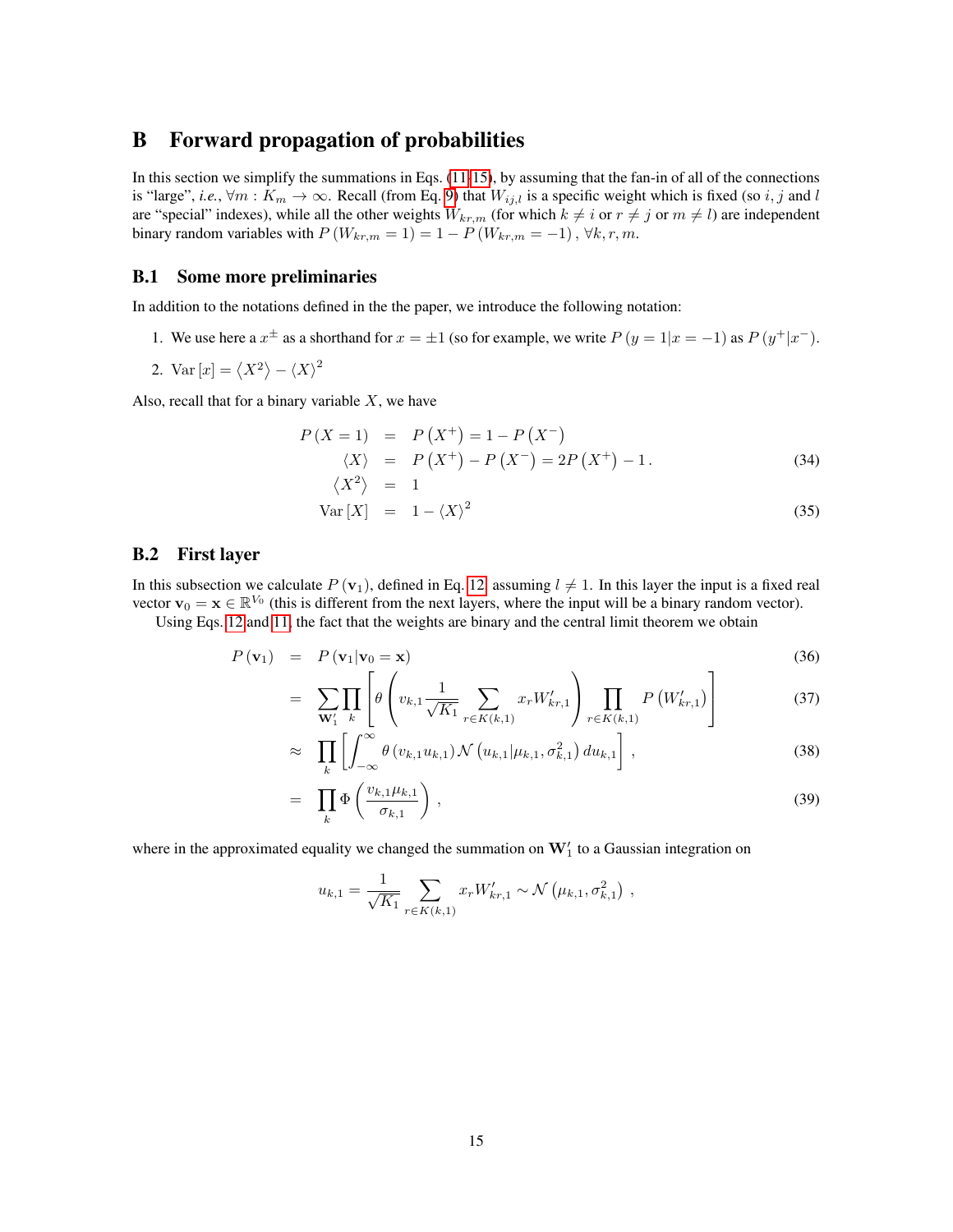# B Forward propagation of probabilities

In this section we simplify the summations in Eqs. (11-15), by assuming that the fan-in of all of the connections is "large", *i.e.*, $\forall m : K_m \to \infty$. Recall (from Eq. 9) that $W_{ij,l}$ is a specific weight which is fixed (so $i$, $j$ and $l$ are "special" indexes), while all the other weights $W_{kr,m}$ (for which $k \neq i$ or $r \neq j$ or $m \neq l$) are independent binary random variables with $P(W_{kr,m} = 1) = 1 - P(W_{kr,m} = -1)$, $\forall k, r, m$.

## B.1 Some more preliminaries

In addition to the notations defined in the the paper, we introduce the following notation:

1. We use here a $x^{\pm}$ as a shorthand for $x = \pm 1$ (so for example, we write $P(y = 1 | x = -1)$ as $P(y^{+} | x^{-})$.
2. $\mathrm{Var}[x] = \langle X^2 \rangle - \langle X \rangle^2$

Also, recall that for a binary variable $X$, we have

$$
\begin{aligned}
P(X = 1) &= P(X^{+}) = 1 - P(X^{-}) \\
\langle X \rangle &= P(X^{+}) - P(X^{-}) = 2P(X^{+}) - 1\,. \qquad (34) \\
\langle X^2 \rangle &= 1 \\
\mathrm{Var}[X] &= 1 - \langle X \rangle^2 \qquad (35)
\end{aligned}
$$

## B.2 First layer

In this subsection we calculate $P(\mathbf{v}_1)$, defined in Eq. 12, assuming $l \neq 1$. In this layer the input is a fixed real vector $\mathbf{v}_0 = \mathbf{x} \in \mathbb{R}^{V_0}$ (this is different from the next layers, where the input will be a binary random vector).

Using Eqs. 12 and 11, the fact that the weights are binary and the central limit theorem we obtain

$$
\begin{aligned}
P(\mathbf{v}_1) &= P(\mathbf{v}_1 | \mathbf{v}_0 = \mathbf{x}) \qquad (36) \\
&= \sum_{\mathbf{W}_1'} \prod_k \left[ \theta\left( v_{k,1} \frac{1}{\sqrt{K_1}} \sum_{r \in K(k,1)} x_r W_{kr,1}' \right) \prod_{r \in K(k,1)} P\left(W_{kr,1}'\right) \right] \qquad (37) \\
&\approx \prod_k \left[ \int_{-\infty}^{\infty} \theta(v_{k,1} u_{k,1}) \mathcal{N}\left(u_{k,1} | \mu_{k,1}, \sigma_{k,1}^2\right) du_{k,1} \right], \qquad (38) \\
&= \prod_k \Phi\left( \frac{v_{k,1} \mu_{k,1}}{\sigma_{k,1}} \right), \qquad (39)
\end{aligned}
$$

where in the approximated equality we changed the summation on $\mathbf{W}_1'$ to a Gaussian integration on

$$
u_{k,1} = \frac{1}{\sqrt{K_1}} \sum_{r \in K(k,1)} x_r W_{kr,1}' \sim \mathcal{N}\left(\mu_{k,1}, \sigma_{k,1}^2\right),
$$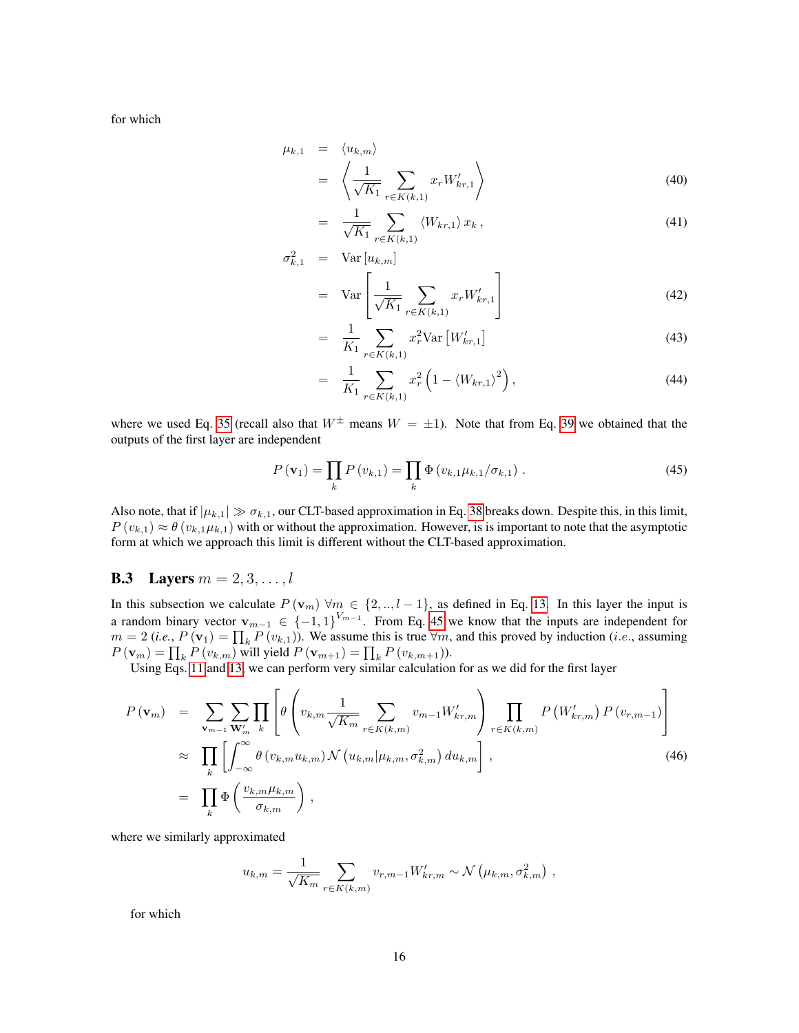for which

$$
\begin{aligned}
\mu_{k,1} &= \langle u_{k,m} \rangle \\
&= \left\langle \frac{1}{\sqrt{K_1}} \sum_{r \in K(k,1)} x_r W'_{kr,1} \right\rangle \qquad (40)\\
&= \frac{1}{\sqrt{K_1}} \sum_{r \in K(k,1)} \langle W_{kr,1} \rangle x_k \, , \qquad (41)\\
\sigma_{k,1}^2 &= \mathrm{Var}\left[u_{k,m}\right] \\
&= \mathrm{Var}\left[ \frac{1}{\sqrt{K_1}} \sum_{r \in K(k,1)} x_r W'_{kr,1} \right] \qquad (42)\\
&= \frac{1}{K_1} \sum_{r \in K(k,1)} x_r^2 \mathrm{Var}\left[W'_{kr,1}\right] \qquad (43)\\
&= \frac{1}{K_1} \sum_{r \in K(k,1)} x_r^2 \left(1 - \langle W_{kr,1} \rangle^2\right), \qquad (44)
\end{aligned}
$$

where we used Eq. 35 (recall also that $W^{\pm}$ means $W = \pm 1$). Note that from Eq. 39 we obtained that the outputs of the first layer are independent

$$
P\left(\mathbf{v}_1\right) = \prod_k P\left(v_{k,1}\right) = \prod_k \Phi\left(v_{k,1}\mu_{k,1}/\sigma_{k,1}\right) \, . \qquad (45)
$$

Also note, that if $|\mu_{k,1}| \gg \sigma_{k,1}$, our CLT-based approximation in Eq. 38 breaks down. Despite this, in this limit, $P\left(v_{k,1}\right) \approx \theta\left(v_{k,1}\mu_{k,1}\right)$ with or without the approximation. However, is is important to note that the asymptotic form at which we approach this limit is different without the CLT-based approximation.

### B.3 Layers $m = 2, 3, \ldots, l$

In this subsection we calculate $P\left(\mathbf{v}_m\right) \forall m \in \{2, .., l-1\}$, as defined in Eq. 13. In this layer the input is a random binary vector $\mathbf{v}_{m-1} \in \{-1, 1\}^{V_{m-1}}$. From Eq. 45 we know that the inputs are independent for $m = 2$ (*i.e.*, $P\left(\mathbf{v}_1\right) = \prod_k P\left(v_{k,1}\right)$). We assume this is true $\forall m$, and this proved by induction (*i.e.*, assuming $P\left(\mathbf{v}_m\right) = \prod_k P\left(v_{k,m}\right)$ will yield $P\left(\mathbf{v}_{m+1}\right) = \prod_k P\left(v_{k,m+1}\right)$).

Using Eqs. 11 and 13, we can perform very similar calculation for as we did for the first layer

$$
\begin{aligned}
P\left(\mathbf{v}_m\right) &= \sum_{\mathbf{v}_{m-1}} \sum_{\mathbf{W}'_m} \prod_k \left[ \theta\left( v_{k,m} \frac{1}{\sqrt{K_m}} \sum_{r \in K(k,m)} v_{m-1} W'_{kr,m} \right) \prod_{r \in K(k,m)} P\left(W'_{kr,m}\right) P\left(v_{r,m-1}\right) \right] \\
&\approx \prod_k \left[ \int_{-\infty}^{\infty} \theta\left(v_{k,m} u_{k,m}\right) \mathcal{N}\left(u_{k,m} | \mu_{k,m}, \sigma_{k,m}^2\right) du_{k,m} \right] \, , \qquad (46)\\
&= \prod_k \Phi\left( \frac{v_{k,m}\mu_{k,m}}{\sigma_{k,m}} \right) \, ,
\end{aligned}
$$

where we similarly approximated

$$
u_{k,m} = \frac{1}{\sqrt{K_m}} \sum_{r \in K(k,m)} v_{r,m-1} W'_{kr,m} \sim \mathcal{N}\left(\mu_{k,m}, \sigma_{k,m}^2\right) \, ,
$$

for which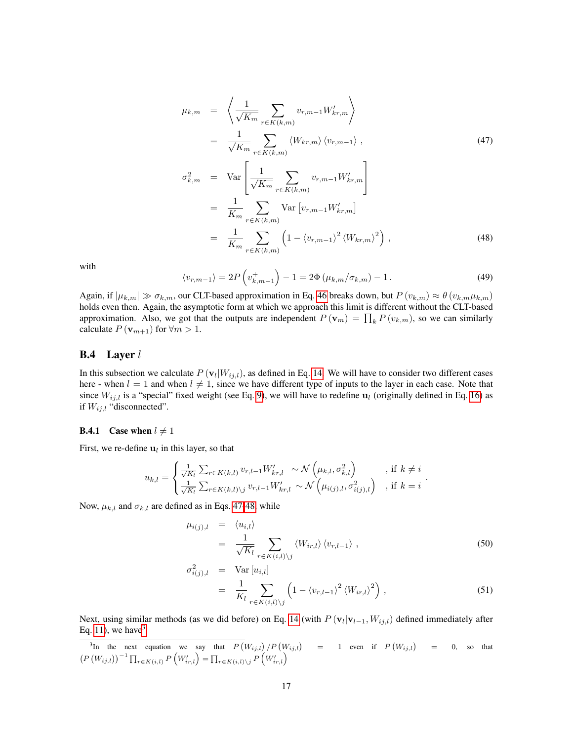$$
\begin{aligned}
\mu_{k,m} &= \left\langle \frac{1}{\sqrt{K_m}} \sum_{r \in K(k,m)} v_{r,m-1} W'_{kr,m} \right\rangle \\
&= \frac{1}{\sqrt{K_m}} \sum_{r \in K(k,m)} \langle W_{kr,m} \rangle \langle v_{r,m-1} \rangle \,, \qquad (47) \\
\sigma^2_{k,m} &= \mathrm{Var}\left[ \frac{1}{\sqrt{K_m}} \sum_{r \in K(k,m)} v_{r,m-1} W'_{kr,m} \right] \\
&= \frac{1}{K_m} \sum_{r \in K(k,m)} \mathrm{Var}\left[ v_{r,m-1} W'_{kr,m} \right] \\
&= \frac{1}{K_m} \sum_{r \in K(k,m)} \left( 1 - \langle v_{r,m-1} \rangle^2 \langle W_{kr,m} \rangle^2 \right) \,, \qquad (48)
\end{aligned}
$$

with

$$
\langle v_{r,m-1} \rangle = 2P\left( v^+_{k,m-1} \right) - 1 = 2\Phi\left( \mu_{k,m} / \sigma_{k,m} \right) - 1 \,. \qquad (49)
$$

Again, if $|\mu_{k,m}| \gg \sigma_{k,m}$, our CLT-based approximation in Eq. 46 breaks down, but $P(v_{k,m}) \approx \theta(v_{k,m}\mu_{k,m})$ holds even then. Again, the asymptotic form at which we approach this limit is different without the CLT-based approximation. Also, we got that the outputs are independent $P(\mathbf{v}_m) = \prod_k P(v_{k,m})$, so we can similarly calculate $P(\mathbf{v}_{m+1})$ for $\forall m > 1$.

## B.4 Layer $l$

In this subsection we calculate $P(\mathbf{v}_l | W_{ij,l})$, as defined in Eq. 14. We will have to consider two different cases here - when $l = 1$ and when $l \neq 1$, since we have different type of inputs to the layer in each case. Note that since $W_{ij,l}$ is a "special" fixed weight (see Eq. 9), we will have to redefine $\mathbf{u}_l$ (originally defined in Eq. 16) as if $W_{ij,l}$ "disconnected".

### B.4.1 Case when $l \neq 1$

First, we re-define $\mathbf{u}_l$ in this layer, so that

$$
u_{k,l} = \begin{cases} \frac{1}{\sqrt{K_l}} \sum_{r \in K(k,l)} v_{r,l-1} W'_{kr,l} \sim \mathcal{N}\left( \mu_{k,l}, \sigma^2_{k,l} \right) & \text{, if } k \neq i \\ \frac{1}{\sqrt{K_l}} \sum_{r \in K(k,l) \setminus j} v_{r,l-1} W'_{kr,l} \sim \mathcal{N}\left( \mu_{i(j),l}, \sigma^2_{i(j),l} \right) & \text{, if } k = i \end{cases} .
$$

Now, $\mu_{k,l}$ and $\sigma_{k,l}$ are defined as in Eqs. 47-48, while

$$
\begin{aligned}
\mu_{i(j),l} &= \langle u_{i,l} \rangle \\
&= \frac{1}{\sqrt{K_l}} \sum_{r \in K(i,l) \setminus j} \langle W_{ir,l} \rangle \langle v_{r,l-1} \rangle \,, \qquad (50) \\
\sigma^2_{i(j),l} &= \mathrm{Var}\left[ u_{i,l} \right] \\
&= \frac{1}{K_l} \sum_{r \in K(i,l) \setminus j} \left( 1 - \langle v_{r,l-1} \rangle^2 \langle W_{ir,l} \rangle^2 \right) \,, \qquad (51)
\end{aligned}
$$

Next, using similar methods (as we did before) on Eq. 14 (with $P(\mathbf{v}_l | \mathbf{v}_{l-1}, W_{ij,l})$ defined immediately after Eq. 11), we have[3]

[3] In the next equation we say that $P(W_{ij,l}) / P(W_{ij,l}) = 1$ even if $P(W_{ij,l}) = 0$, so that $(P(W_{ij,l}))^{-1} \prod_{r \in K(i,l)} P\left( W'_{ir,l} \right) = \prod_{r \in K(i,l) \setminus j} P\left( W'_{ir,l} \right)$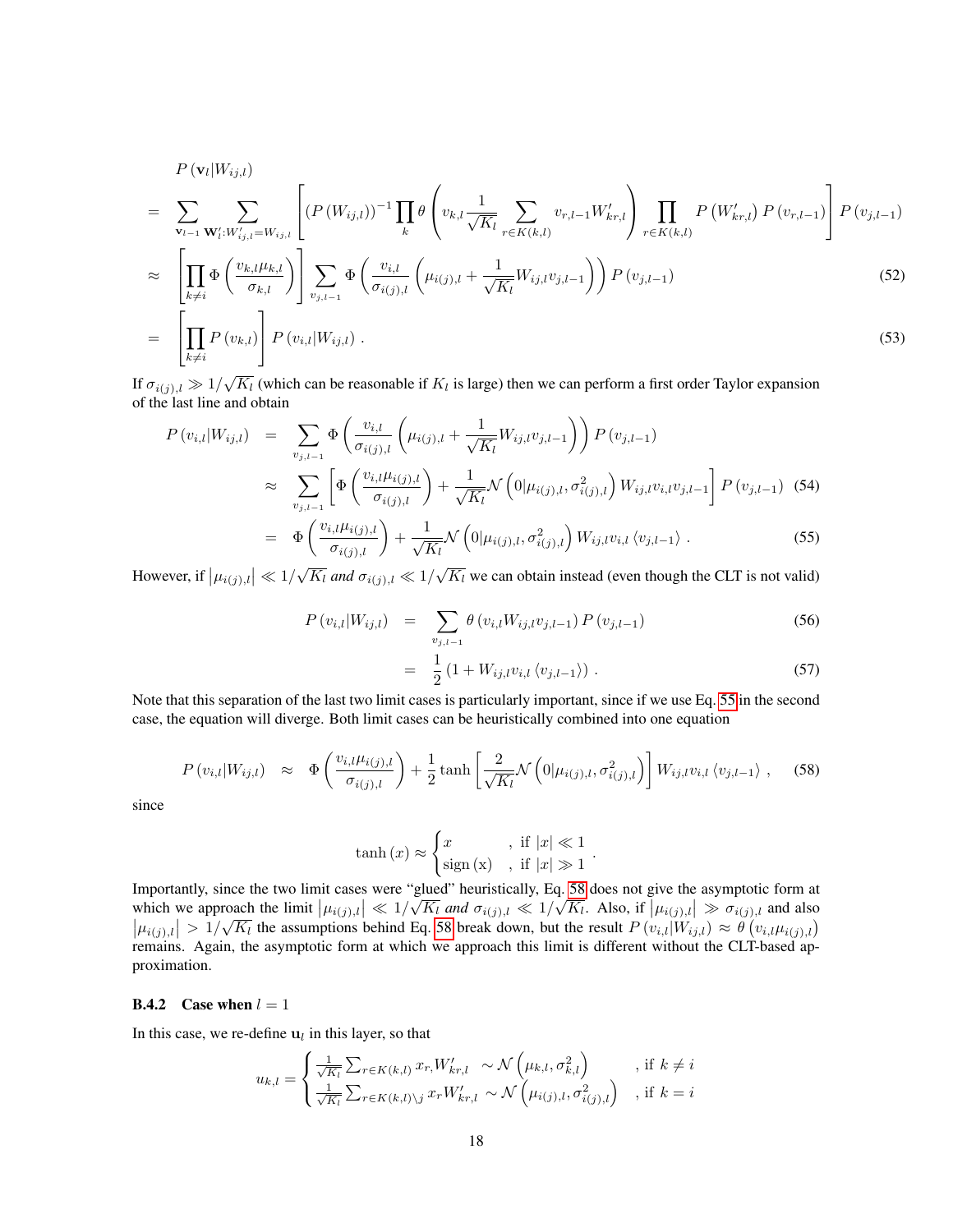$$
\begin{aligned}
& P\left(\mathbf{v}_l | W_{ij,l}\right) \\
= & \sum_{\mathbf{v}_{l-1}} \sum_{\mathbf{W}_l' : W_{ij,l}' = W_{ij,l}} \left[ \left(P\left(W_{ij,l}\right)\right)^{-1} \prod_k \theta\left( v_{k,l} \frac{1}{\sqrt{K_l}} \sum_{r \in K(k,l)} v_{r,l-1} W_{kr,l}' \right) \prod_{r \in K(k,l)} P\left(W_{kr,l}'\right) P\left(v_{r,l-1}\right) \right] P\left(v_{j,l-1}\right) \\
\approx & \left[ \prod_{k \neq i} \Phi\left( \frac{v_{k,l} \mu_{k,l}}{\sigma_{k,l}} \right) \right] \sum_{v_{j,l-1}} \Phi\left( \frac{v_{i,l}}{\sigma_{i(j),l}} \left( \mu_{i(j),l} + \frac{1}{\sqrt{K_l}} W_{ij,l} v_{j,l-1} \right) \right) P\left(v_{j,l-1}\right) \qquad (52) \\
= & \left[ \prod_{k \neq i} P\left(v_{k,l}\right) \right] P\left(v_{i,l} | W_{ij,l}\right) . \qquad (53)
\end{aligned}
$$

If $\sigma_{i(j),l} \gg 1/\sqrt{K_l}$ (which can be reasonable if $K_l$ is large) then we can perform a first order Taylor expansion of the last line and obtain

$$
\begin{aligned}
P\left(v_{i,l} | W_{ij,l}\right) &= \sum_{v_{j,l-1}} \Phi\left( \frac{v_{i,l}}{\sigma_{i(j),l}} \left( \mu_{i(j),l} + \frac{1}{\sqrt{K_l}} W_{ij,l} v_{j,l-1} \right) \right) P\left(v_{j,l-1}\right) \\
&\approx \sum_{v_{j,l-1}} \left[ \Phi\left( \frac{v_{i,l} \mu_{i(j),l}}{\sigma_{i(j),l}} \right) + \frac{1}{\sqrt{K_l}} \mathcal{N}\left(0 | \mu_{i(j),l}, \sigma_{i(j),l}^2\right) W_{ij,l} v_{i,l} v_{j,l-1} \right] P\left(v_{j,l-1}\right) \qquad (54) \\
&= \Phi\left( \frac{v_{i,l} \mu_{i(j),l}}{\sigma_{i(j),l}} \right) + \frac{1}{\sqrt{K_l}} \mathcal{N}\left(0 | \mu_{i(j),l}, \sigma_{i(j),l}^2\right) W_{ij,l} v_{i,l} \left\langle v_{j,l-1} \right\rangle . \qquad (55)
\end{aligned}
$$

However, if $\left|\mu_{i(j),l}\right| \ll 1/\sqrt{K_l}$ *and* $\sigma_{i(j),l} \ll 1/\sqrt{K_l}$ we can obtain instead (even though the CLT is not valid)

$$
\begin{aligned}
P\left(v_{i,l} | W_{ij,l}\right) &= \sum_{v_{j,l-1}} \theta\left(v_{i,l} W_{ij,l} v_{j,l-1}\right) P\left(v_{j,l-1}\right) \qquad (56) \\
&= \frac{1}{2}\left(1 + W_{ij,l} v_{i,l} \left\langle v_{j,l-1} \right\rangle\right) . \qquad (57)
\end{aligned}
$$

Note that this separation of the last two limit cases is particularly important, since if we use Eq. 55 in the second case, the equation will diverge. Both limit cases can be heuristically combined into one equation

$$
P\left(v_{i,l} | W_{ij,l}\right) \approx \Phi\left( \frac{v_{i,l} \mu_{i(j),l}}{\sigma_{i(j),l}} \right) + \frac{1}{2} \tanh\left[ \frac{2}{\sqrt{K_l}} \mathcal{N}\left(0 | \mu_{i(j),l}, \sigma_{i(j),l}^2\right) \right] W_{ij,l} v_{i,l} \left\langle v_{j,l-1} \right\rangle , \qquad (58)
$$

since

$$
\tanh(x) \approx \begin{cases} x & , \text{ if } |x| \ll 1 \\ \operatorname{sign}(x) & , \text{ if } |x| \gg 1 \end{cases} .
$$

Importantly, since the two limit cases were "glued" heuristically, Eq. 58 does not give the asymptotic form at which we approach the limit $\left|\mu_{i(j),l}\right| \ll 1/\sqrt{K_l}$ *and* $\sigma_{i(j),l} \ll 1/\sqrt{K_l}$. Also, if $\left|\mu_{i(j),l}\right| \gg \sigma_{i(j),l}$ and also $\left|\mu_{i(j),l}\right| > 1/\sqrt{K_l}$ the assumptions behind Eq. 58 break down, but the result $P\left(v_{i,l} | W_{ij,l}\right) \approx \theta\left(v_{i,l} \mu_{i(j),l}\right)$ remains. Again, the asymptotic form at which we approach this limit is different without the CLT-based approximation.

#### B.4.2 Case when $l = 1$

In this case, we re-define $\mathbf{u}_l$ in this layer, so that

$$
u_{k,l} = \begin{cases} \frac{1}{\sqrt{K_l}} \sum_{r \in K(k,l)} x_r, W_{kr,l}' \sim \mathcal{N}\left(\mu_{k,l}, \sigma_{k,l}^2\right) & , \text{ if } k \neq i \\ \frac{1}{\sqrt{K_l}} \sum_{r \in K(k,l) \setminus j} x_r W_{kr,l}' \sim \mathcal{N}\left(\mu_{i(j),l}, \sigma_{i(j),l}^2\right) & , \text{ if } k = i \end{cases}
$$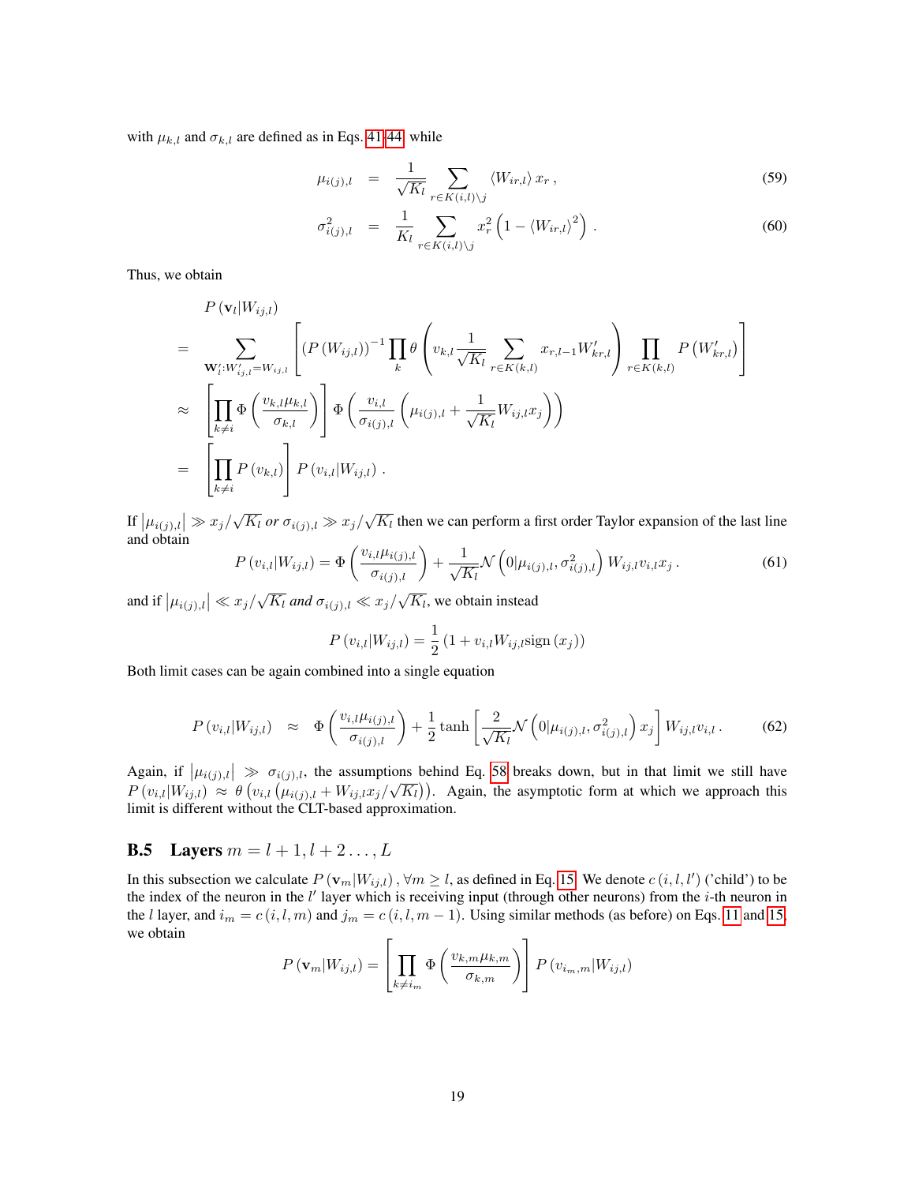with $\mu_{k,l}$ and $\sigma_{k,l}$ are defined as in Eqs. 41-44, while

$$\mu_{i(j),l} = \frac{1}{\sqrt{K_l}} \sum_{r \in K(i,l)\setminus j} \langle W_{ir,l} \rangle x_r \,, \tag{59}$$

$$\sigma^2_{i(j),l} = \frac{1}{K_l} \sum_{r \in K(i,l)\setminus j} x_r^2 \left(1 - \langle W_{ir,l} \rangle^2\right) . \tag{60}$$

Thus, we obtain

$$\begin{aligned}
& P\left(\mathbf{v}_l | W_{ij,l}\right) \\
= & \sum_{\mathbf{W}'_l : W'_{ij,l} = W_{ij,l}} \left[ \left(P\left(W_{ij,l}\right)\right)^{-1} \prod_k \theta\left( v_{k,l} \frac{1}{\sqrt{K_l}} \sum_{r \in K(k,l)} x_{r,l-1} W'_{kr,l} \right) \prod_{r \in K(k,l)} P\left(W'_{kr,l}\right) \right] \\
\approx & \left[ \prod_{k \neq i} \Phi\left( \frac{v_{k,l} \mu_{k,l}}{\sigma_{k,l}} \right) \right] \Phi\left( \frac{v_{i,l}}{\sigma_{i(j),l}} \left( \mu_{i(j),l} + \frac{1}{\sqrt{K_l}} W_{ij,l} x_j \right) \right) \\
= & \left[ \prod_{k \neq i} P\left(v_{k,l}\right) \right] P\left(v_{i,l} | W_{ij,l}\right) .
\end{aligned}$$

If $\left|\mu_{i(j),l}\right| \gg x_j/\sqrt{K_l}$ *or* $\sigma_{i(j),l} \gg x_j/\sqrt{K_l}$ then we can perform a first order Taylor expansion of the last line and obtain

$$P\left(v_{i,l} | W_{ij,l}\right) = \Phi\left( \frac{v_{i,l} \mu_{i(j),l}}{\sigma_{i(j),l}} \right) + \frac{1}{\sqrt{K_l}} \mathcal{N}\left(0 | \mu_{i(j),l}, \sigma^2_{i(j),l}\right) W_{ij,l} v_{i,l} x_j \,. \tag{61}$$

and if $\left|\mu_{i(j),l}\right| \ll x_j/\sqrt{K_l}$ *and* $\sigma_{i(j),l} \ll x_j/\sqrt{K_l}$, we obtain instead

$$P\left(v_{i,l} | W_{ij,l}\right) = \frac{1}{2}\left(1 + v_{i,l} W_{ij,l} \mathrm{sign}\left(x_j\right)\right)$$

Both limit cases can be again combined into a single equation

$$P\left(v_{i,l} | W_{ij,l}\right) \approx \Phi\left( \frac{v_{i,l} \mu_{i(j),l}}{\sigma_{i(j),l}} \right) + \frac{1}{2} \tanh\left[ \frac{2}{\sqrt{K_l}} \mathcal{N}\left(0 | \mu_{i(j),l}, \sigma^2_{i(j),l}\right) x_j \right] W_{ij,l} v_{i,l} \,. \tag{62}$$

Again, if $\left|\mu_{i(j),l}\right| \gg \sigma_{i(j),l}$, the assumptions behind Eq. 58 breaks down, but in that limit we still have $P\left(v_{i,l} | W_{ij,l}\right) \approx \theta\left(v_{i,l}\left(\mu_{i(j),l} + W_{ij,l} x_j/\sqrt{K_l}\right)\right)$. Again, the asymptotic form at which we approach this limit is different without the CLT-based approximation.

## B.5 Layers $m = l+1, l+2 \ldots, L$

In this subsection we calculate $P\left(\mathbf{v}_m | W_{ij,l}\right), \forall m \geq l$, as defined in Eq. 15. We denote $c\left(i,l,l'\right)$ ('child') to be the index of the neuron in the $l'$ layer which is receiving input (through other neurons) from the $i$-th neuron in the $l$ layer, and $i_m = c\left(i,l,m\right)$ and $j_m = c\left(i,l,m-1\right)$. Using similar methods (as before) on Eqs. 11 and 15, we obtain

$$P\left(\mathbf{v}_m | W_{ij,l}\right) = \left[ \prod_{k \neq i_m} \Phi\left( \frac{v_{k,m} \mu_{k,m}}{\sigma_{k,m}} \right) \right] P\left(v_{i_m,m} | W_{ij,l}\right)$$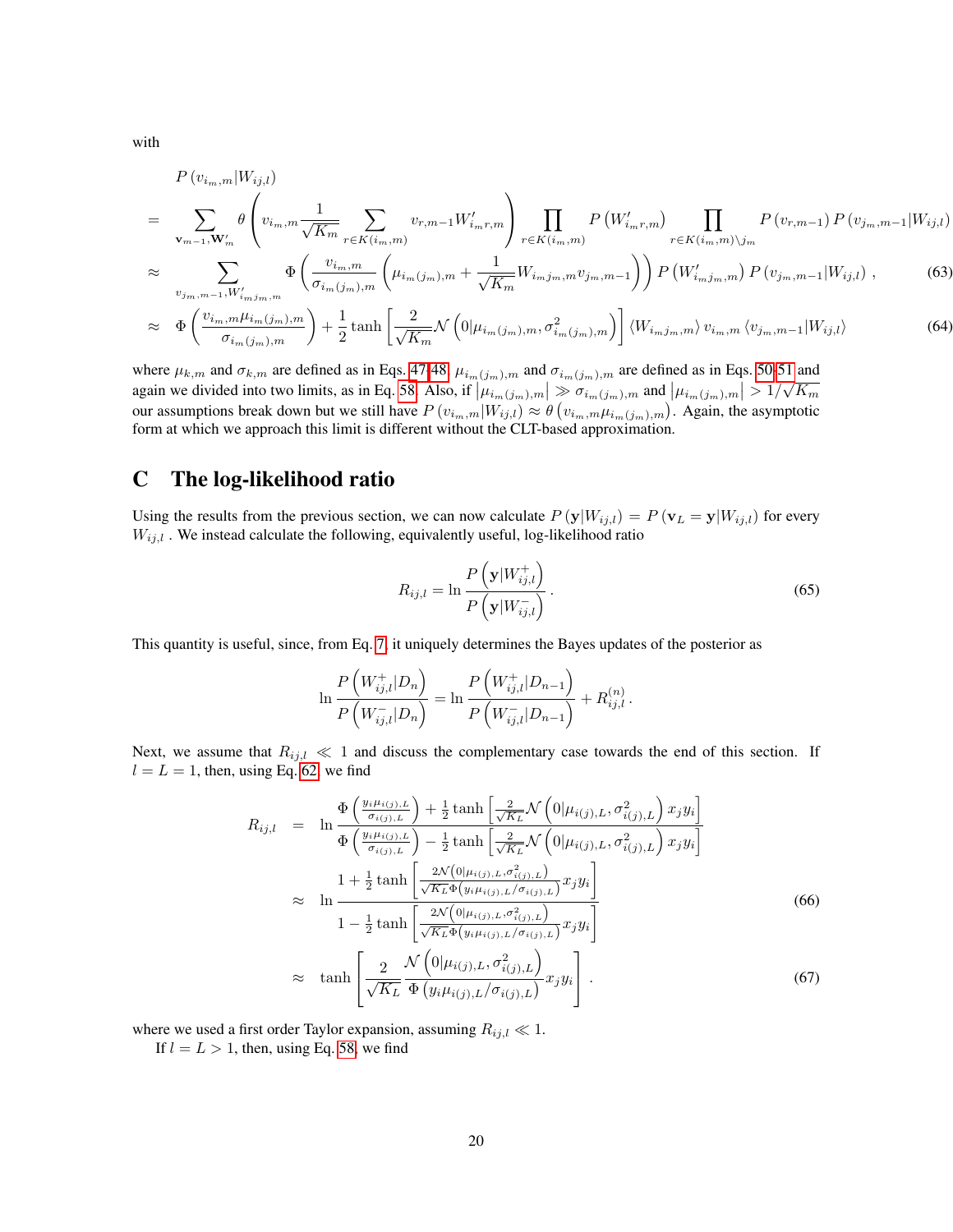with

$$
\begin{aligned}
& P\left(v_{i_m,m}|W_{ij,l}\right) \\
= & \sum_{\mathbf{v}_{m-1},\mathbf{W}'_m} \theta\left(v_{i_m,m}\frac{1}{\sqrt{K_m}}\sum_{r\in K(i_m,m)} v_{r,m-1}W'_{i_m r,m}\right)\prod_{r\in K(i_m,m)} P\left(W'_{i_m r,m}\right)\prod_{r\in K(i_m,m)\setminus j_m} P\left(v_{r,m-1}\right)P\left(v_{j_m,m-1}|W_{ij,l}\right) \\
\approx & \sum_{v_{j_m,m-1},W'_{i_m j_m,m}} \Phi\left(\frac{v_{i_m,m}}{\sigma_{i_m(j_m),m}}\left(\mu_{i_m(j_m),m}+\frac{1}{\sqrt{K_m}}W_{i_m j_m,m}v_{j_m,m-1}\right)\right)P\left(W'_{i_m j_m,m}\right)P\left(v_{j_m,m-1}|W_{ij,l}\right)\,, \quad (63) \\
\approx & \Phi\left(\frac{v_{i_m,m}\mu_{i_m(j_m),m}}{\sigma_{i_m(j_m),m}}\right)+\frac{1}{2}\tanh\left[\frac{2}{\sqrt{K_m}}\mathcal{N}\left(0|\mu_{i_m(j_m),m},\sigma^2_{i_m(j_m),m}\right)\right]\left\langle W_{i_m j_m,m}\right\rangle v_{i_m,m}\left\langle v_{j_m,m-1}|W_{ij,l}\right\rangle \quad (64)
\end{aligned}
$$

where $\mu_{k,m}$ and $\sigma_{k,m}$ are defined as in Eqs. 47-48, $\mu_{i_m(j_m),m}$ and $\sigma_{i_m(j_m),m}$ are defined as in Eqs. 50-51 and again we divided into two limits, as in Eq. 58. Also, if $\left|\mu_{i_m(j_m),m}\right| \gg \sigma_{i_m(j_m),m}$ and $\left|\mu_{i_m(j_m),m}\right| > 1/\sqrt{K_m}$ our assumptions break down but we still have $P\left(v_{i_m,m}|W_{ij,l}\right) \approx \theta\left(v_{i_m,m}\mu_{i_m(j_m),m}\right)$. Again, the asymptotic form at which we approach this limit is different without the CLT-based approximation.

# C The log-likelihood ratio

Using the results from the previous section, we can now calculate $P\left(\mathbf{y}|W_{ij,l}\right) = P\left(\mathbf{v}_L = \mathbf{y}|W_{ij,l}\right)$ for every $W_{ij,l}$ . We instead calculate the following, equivalently useful, log-likelihood ratio

$$
R_{ij,l} = \ln\frac{P\left(\mathbf{y}|W^+_{ij,l}\right)}{P\left(\mathbf{y}|W^-_{ij,l}\right)}\,. \quad (65)
$$

This quantity is useful, since, from Eq. 7, it uniquely determines the Bayes updates of the posterior as

$$
\ln\frac{P\left(W^+_{ij,l}|D_n\right)}{P\left(W^-_{ij,l}|D_n\right)} = \ln\frac{P\left(W^+_{ij,l}|D_{n-1}\right)}{P\left(W^-_{ij,l}|D_{n-1}\right)} + R^{(n)}_{ij,l}\,.
$$

Next, we assume that $R_{ij,l} \ll 1$ and discuss the complementary case towards the end of this section. If $l = L = 1$, then, using Eq. 62, we find

$$
\begin{aligned}
R_{ij,l} &= \ln\frac{\Phi\left(\frac{y_i\mu_{i(j),L}}{\sigma_{i(j),L}}\right)+\frac{1}{2}\tanh\left[\frac{2}{\sqrt{K_L}}\mathcal{N}\left(0|\mu_{i(j),L},\sigma^2_{i(j),L}\right)x_jy_i\right]}{\Phi\left(\frac{y_i\mu_{i(j),L}}{\sigma_{i(j),L}}\right)-\frac{1}{2}\tanh\left[\frac{2}{\sqrt{K_L}}\mathcal{N}\left(0|\mu_{i(j),L},\sigma^2_{i(j),L}\right)x_jy_i\right]} \\
&\approx \ln\frac{1+\frac{1}{2}\tanh\left[\frac{2\mathcal{N}\left(0|\mu_{i(j),L},\sigma^2_{i(j),L}\right)}{\sqrt{K_L}\Phi\left(y_i\mu_{i(j),L}/\sigma_{i(j),L}\right)}x_jy_i\right]}{1-\frac{1}{2}\tanh\left[\frac{2\mathcal{N}\left(0|\mu_{i(j),L},\sigma^2_{i(j),L}\right)}{\sqrt{K_L}\Phi\left(y_i\mu_{i(j),L}/\sigma_{i(j),L}\right)}x_jy_i\right]} \quad (66) \\
&\approx \tanh\left[\frac{2}{\sqrt{K_L}}\frac{\mathcal{N}\left(0|\mu_{i(j),L},\sigma^2_{i(j),L}\right)}{\Phi\left(y_i\mu_{i(j),L}/\sigma_{i(j),L}\right)}x_jy_i\right]\,. \quad (67)
\end{aligned}
$$

where we used a first order Taylor expansion, assuming $R_{ij,l} \ll 1$.

If $l = L > 1$, then, using Eq. 58, we find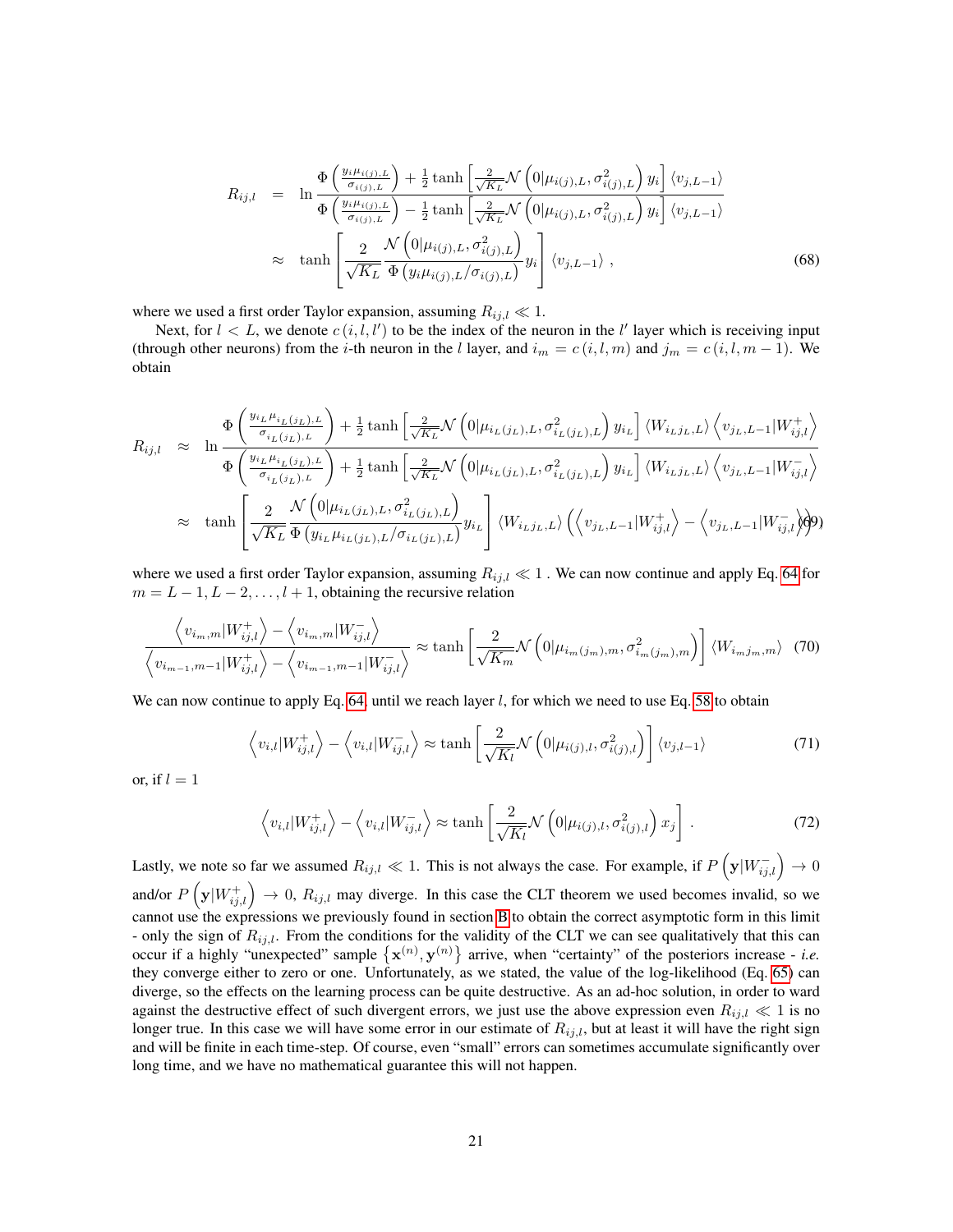$$
\begin{aligned}
R_{ij,l} &= \ln \frac{\Phi\left(\frac{y_i \mu_{i(j),L}}{\sigma_{i(j),L}}\right) + \frac{1}{2}\tanh\left[\frac{2}{\sqrt{K_L}}\mathcal{N}\left(0|\mu_{i(j),L},\sigma^2_{i(j),L}\right) y_i\right]\langle v_{j,L-1}\rangle}{\Phi\left(\frac{y_i \mu_{i(j),L}}{\sigma_{i(j),L}}\right) - \frac{1}{2}\tanh\left[\frac{2}{\sqrt{K_L}}\mathcal{N}\left(0|\mu_{i(j),L},\sigma^2_{i(j),L}\right) y_i\right]\langle v_{j,L-1}\rangle} \\
&\approx \tanh\left[\frac{2}{\sqrt{K_L}}\frac{\mathcal{N}\left(0|\mu_{i(j),L},\sigma^2_{i(j),L}\right)}{\Phi\left(y_i\mu_{i(j),L}/\sigma_{i(j),L}\right)} y_i\right]\langle v_{j,L-1}\rangle\,,
\end{aligned}
\tag{68}
$$

where we used a first order Taylor expansion, assuming $R_{ij,l} \ll 1$.

Next, for $l < L$, we denote $c(i,l,l')$ to be the index of the neuron in the $l'$ layer which is receiving input (through other neurons) from the $i$-th neuron in the $l$ layer, and $i_m = c(i,l,m)$ and $j_m = c(i,l,m-1)$. We obtain

$$
\begin{aligned}
R_{ij,l} &\approx \ln \frac{\Phi\left(\frac{y_{i_L}\mu_{i_L(j_L),L}}{\sigma_{i_L(j_L),L}}\right) + \frac{1}{2}\tanh\left[\frac{2}{\sqrt{K_L}}\mathcal{N}\left(0|\mu_{i_L(j_L),L},\sigma^2_{i_L(j_L),L}\right) y_{i_L}\right]\langle W_{i_L j_L,L}\rangle \left\langle v_{j_L,L-1}|W^+_{ij,l}\right\rangle}{\Phi\left(\frac{y_{i_L}\mu_{i_L(j_L),L}}{\sigma_{i_L(j_L),L}}\right) + \frac{1}{2}\tanh\left[\frac{2}{\sqrt{K_L}}\mathcal{N}\left(0|\mu_{i_L(j_L),L},\sigma^2_{i_L(j_L),L}\right) y_{i_L}\right]\langle W_{i_L j_L,L}\rangle \left\langle v_{j_L,L-1}|W^-_{ij,l}\right\rangle} \\
&\approx \tanh\left[\frac{2}{\sqrt{K_L}}\frac{\mathcal{N}\left(0|\mu_{i_L(j_L),L},\sigma^2_{i_L(j_L),L}\right)}{\Phi\left(y_{i_L}\mu_{i_L(j_L),L}/\sigma_{i_L(j_L),L}\right)} y_{i_L}\right]\langle W_{i_L j_L,L}\rangle\left(\left\langle v_{j_L,L-1}|W^+_{ij,l}\right\rangle - \left\langle v_{j_L,L-1}|W^-_{ij,l}\right\rangle\right)
\end{aligned}
\tag{69}
$$

where we used a first order Taylor expansion, assuming $R_{ij,l} \ll 1$ . We can now continue and apply Eq. 64 for $m = L-1, L-2, \ldots, l+1$, obtaining the recursive relation

$$
\frac{\left\langle v_{i_m,m}|W^+_{ij,l}\right\rangle - \left\langle v_{i_m,m}|W^-_{ij,l}\right\rangle}{\left\langle v_{i_{m-1},m-1}|W^+_{ij,l}\right\rangle - \left\langle v_{i_{m-1},m-1}|W^-_{ij,l}\right\rangle} \approx \tanh\left[\frac{2}{\sqrt{K_m}}\mathcal{N}\left(0|\mu_{i_m(j_m),m},\sigma^2_{i_m(j_m),m}\right)\right]\langle W_{i_m j_m,m}\rangle \tag{70}
$$

We can now continue to apply Eq. 64, until we reach layer $l$, for which we need to use Eq. 58 to obtain

$$
\left\langle v_{i,l}|W^+_{ij,l}\right\rangle - \left\langle v_{i,l}|W^-_{ij,l}\right\rangle \approx \tanh\left[\frac{2}{\sqrt{K_l}}\mathcal{N}\left(0|\mu_{i(j),l},\sigma^2_{i(j),l}\right)\right]\langle v_{j,l-1}\rangle \tag{71}
$$

or, if $l = 1$

$$
\left\langle v_{i,l}|W^+_{ij,l}\right\rangle - \left\langle v_{i,l}|W^-_{ij,l}\right\rangle \approx \tanh\left[\frac{2}{\sqrt{K_l}}\mathcal{N}\left(0|\mu_{i(j),l},\sigma^2_{i(j),l}\right) x_j\right]. \tag{72}
$$

Lastly, we note so far we assumed $R_{ij,l} \ll 1$. This is not always the case. For example, if $P\left(\mathbf{y}|W^-_{ij,l}\right) \to 0$ and/or $P\left(\mathbf{y}|W^+_{ij,l}\right) \to 0$, $R_{ij,l}$ may diverge. In this case the CLT theorem we used becomes invalid, so we cannot use the expressions we previously found in section B to obtain the correct asymptotic form in this limit - only the sign of $R_{ij,l}$. From the conditions for the validity of the CLT we can see qualitatively that this can occur if a highly "unexpected" sample $\left\{\mathbf{x}^{(n)}, \mathbf{y}^{(n)}\right\}$ arrive, when "certainty" of the posteriors increase - *i.e.* they converge either to zero or one. Unfortunately, as we stated, the value of the log-likelihood (Eq. 65) can diverge, so the effects on the learning process can be quite destructive. As an ad-hoc solution, in order to ward against the destructive effect of such divergent errors, we just use the above expression even $R_{ij,l} \ll 1$ is no longer true. In this case we will have some error in our estimate of $R_{ij,l}$, but at least it will have the right sign and will be finite in each time-step. Of course, even "small" errors can sometimes accumulate significantly over long time, and we have no mathematical guarantee this will not happen.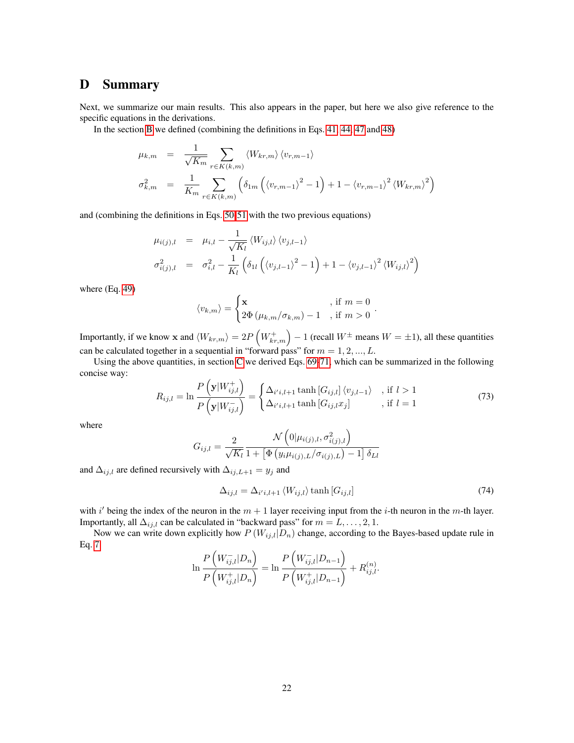# D Summary

Next, we summarize our main results. This also appears in the paper, but here we also give reference to the specific equations in the derivations.

In the section B we defined (combining the definitions in Eqs. 41, 44, 47 and 48)

$$
\begin{aligned}
\mu_{k,m} &= \frac{1}{\sqrt{K_m}} \sum_{r \in K(k,m)} \langle W_{kr,m} \rangle \langle v_{r,m-1} \rangle \\
\sigma^2_{k,m} &= \frac{1}{K_m} \sum_{r \in K(k,m)} \left( \delta_{1m} \left( \langle v_{r,m-1} \rangle^2 - 1 \right) + 1 - \langle v_{r,m-1} \rangle^2 \langle W_{kr,m} \rangle^2 \right)
\end{aligned}
$$

and (combining the definitions in Eqs. 50-51 with the two previous equations)

$$
\begin{aligned}
\mu_{i(j),l} &= \mu_{i,l} - \frac{1}{\sqrt{K_l}} \langle W_{ij,l} \rangle \langle v_{j,l-1} \rangle \\
\sigma^2_{i(j),l} &= \sigma^2_{i,l} - \frac{1}{K_l} \left( \delta_{1l} \left( \langle v_{j,l-1} \rangle^2 - 1 \right) + 1 - \langle v_{j,l-1} \rangle^2 \langle W_{ij,l} \rangle^2 \right)
\end{aligned}
$$

where (Eq. 49)

$$
\langle v_{k,m} \rangle = \begin{cases} \mathbf{x} & \text{, if } m = 0 \\ 2\Phi\left(\mu_{k,m}/\sigma_{k,m}\right) - 1 & \text{, if } m > 0 \end{cases}.
$$

Importantly, if we know $\mathbf{x}$ and $\langle W_{kr,m} \rangle = 2P\left(W^+_{kr,m}\right) - 1$ (recall $W^\pm$ means $W = \pm 1$), all these quantities can be calculated together in a sequential in "forward pass" for $m = 1, 2, ..., L$.

Using the above quantities, in section C we derived Eqs. 69-71, which can be summarized in the following concise way:

$$
R_{ij,l} = \ln \frac{P\left(\mathbf{y}|W^+_{ij,l}\right)}{P\left(\mathbf{y}|W^-_{ij,l}\right)} = \begin{cases} \Delta_{i'i,l+1} \tanh\left[G_{ij,l}\right] \langle v_{j,l-1} \rangle & \text{, if } l > 1 \\ \Delta_{i'i,l+1} \tanh\left[G_{ij,l} x_j\right] & \text{, if } l = 1 \end{cases} \tag{73}
$$

where

$$
G_{ij,l} = \frac{2}{\sqrt{K_l}} \frac{\mathcal{N}\left(0|\mu_{i(j),l}, \sigma^2_{i(j),l}\right)}{1 + \left[\Phi\left(y_i \mu_{i(j),L}/\sigma_{i(j),L}\right) - 1\right] \delta_{Ll}}
$$

and $\Delta_{ij,l}$ are defined recursively with $\Delta_{ij,L+1} = y_j$ and

$$
\Delta_{ij,l} = \Delta_{i'i,l+1} \langle W_{ij,l} \rangle \tanh\left[G_{ij,l}\right] \tag{74}
$$

with $i'$ being the index of the neuron in the $m+1$ layer receiving input from the $i$-th neuron in the $m$-th layer. Importantly, all $\Delta_{ij,l}$ can be calculated in "backward pass" for $m = L, \ldots, 2, 1$.

Now we can write down explicitly how $P\left(W_{ij,l}|D_n\right)$ change, according to the Bayes-based update rule in Eq. 7

$$
\ln \frac{P\left(W^-_{ij,l}|D_n\right)}{P\left(W^+_{ij,l}|D_n\right)} = \ln \frac{P\left(W^-_{ij,l}|D_{n-1}\right)}{P\left(W^+_{ij,l}|D_{n-1}\right)} + R^{(n)}_{ij,l}.
$$